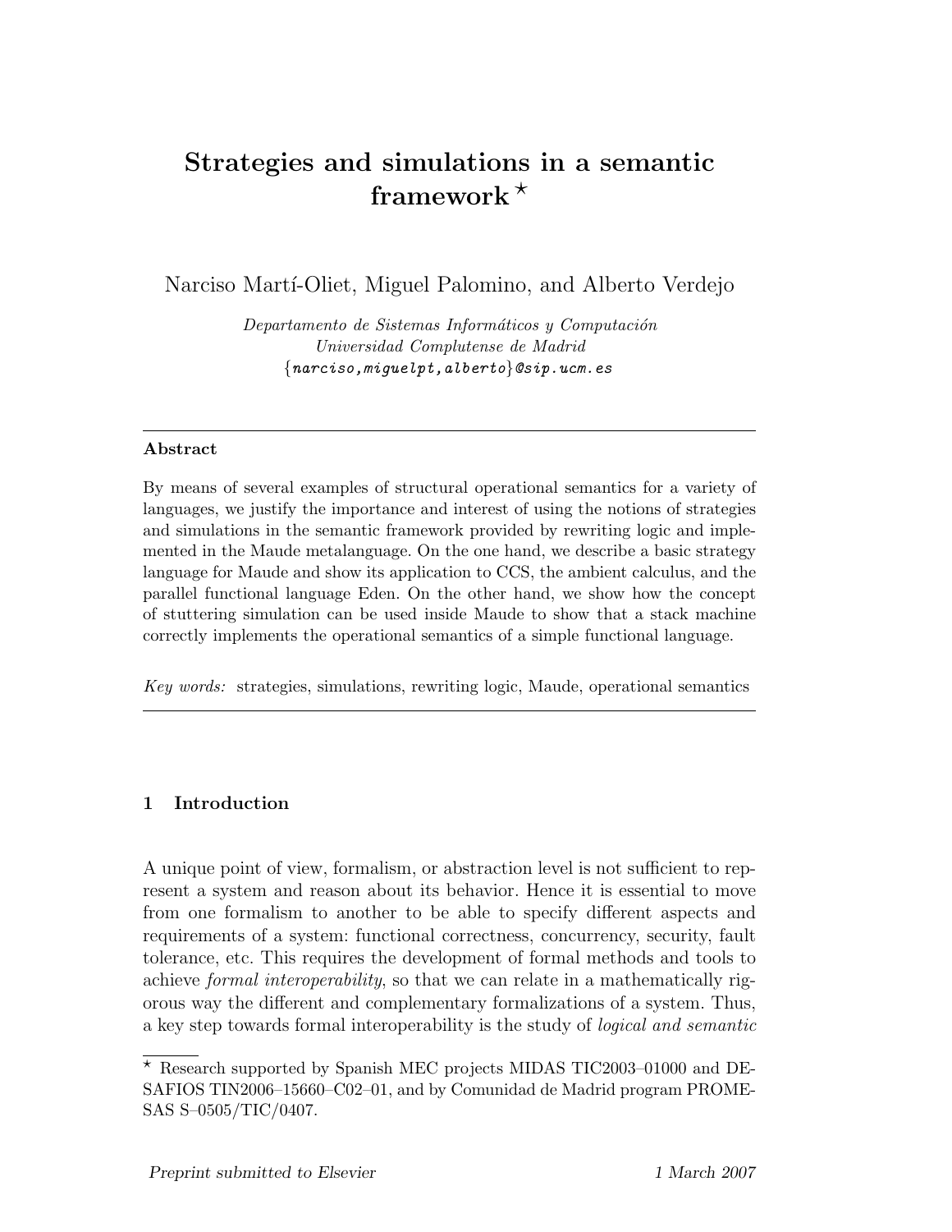# Strategies and simulations in a semantic framework *

Narciso Martí-Oliet, Miguel Palomino, and Alberto Verdejo

*Departamento de Sistemas Informáticos y Computación*
*Universidad Complutense de Madrid*
{*narciso,miguelpt,alberto*}*@sip.ucm.es*

---

**Abstract**

By means of several examples of structural operational semantics for a variety of languages, we justify the importance and interest of using the notions of strategies and simulations in the semantic framework provided by rewriting logic and implemented in the Maude metalanguage. On the one hand, we describe a basic strategy language for Maude and show its application to CCS, the ambient calculus, and the parallel functional language Eden. On the other hand, we show how the concept of stuttering simulation can be used inside Maude to show that a stack machine correctly implements the operational semantics of a simple functional language.

*Key words:* strategies, simulations, rewriting logic, Maude, operational semantics

---

## 1 Introduction

A unique point of view, formalism, or abstraction level is not sufficient to represent a system and reason about its behavior. Hence it is essential to move from one formalism to another to be able to specify different aspects and requirements of a system: functional correctness, concurrency, security, fault tolerance, etc. This requires the development of formal methods and tools to achieve *formal interoperability*, so that we can relate in a mathematically rigorous way the different and complementary formalizations of a system. Thus, a key step towards formal interoperability is the study of *logical and semantic*

---

* Research supported by Spanish MEC projects MIDAS TIC2003–01000 and DESAFIOS TIN2006–15660–C02–01, and by Comunidad de Madrid program PROMESAS S–0505/TIC/0407.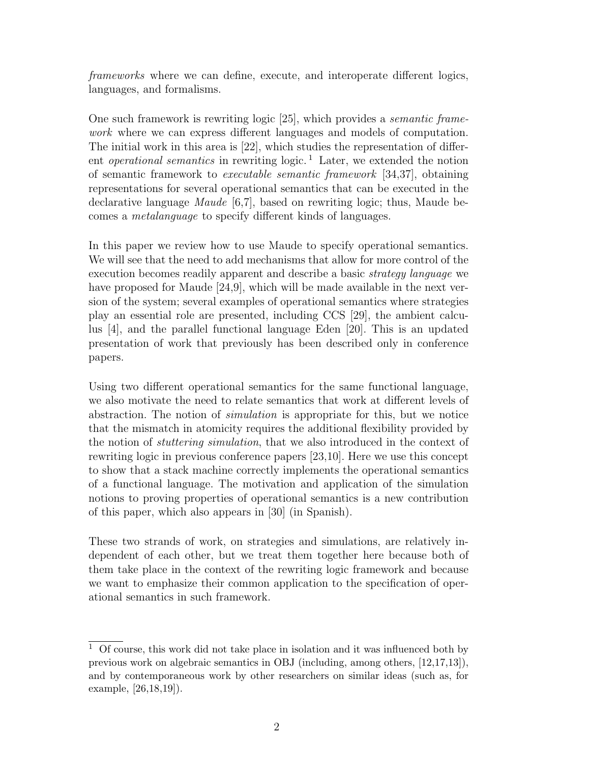*frameworks* where we can define, execute, and interoperate different logics, languages, and formalisms.

One such framework is rewriting logic [25], which provides a *semantic framework* where we can express different languages and models of computation. The initial work in this area is [22], which studies the representation of different *operational semantics* in rewriting logic. [1] Later, we extended the notion of semantic framework to *executable semantic framework* [34,37], obtaining representations for several operational semantics that can be executed in the declarative language *Maude* [6,7], based on rewriting logic; thus, Maude becomes a *metalanguage* to specify different kinds of languages.

In this paper we review how to use Maude to specify operational semantics. We will see that the need to add mechanisms that allow for more control of the execution becomes readily apparent and describe a basic *strategy language* we have proposed for Maude [24,9], which will be made available in the next version of the system; several examples of operational semantics where strategies play an essential role are presented, including CCS [29], the ambient calculus [4], and the parallel functional language Eden [20]. This is an updated presentation of work that previously has been described only in conference papers.

Using two different operational semantics for the same functional language, we also motivate the need to relate semantics that work at different levels of abstraction. The notion of *simulation* is appropriate for this, but we notice that the mismatch in atomicity requires the additional flexibility provided by the notion of *stuttering simulation*, that we also introduced in the context of rewriting logic in previous conference papers [23,10]. Here we use this concept to show that a stack machine correctly implements the operational semantics of a functional language. The motivation and application of the simulation notions to proving properties of operational semantics is a new contribution of this paper, which also appears in [30] (in Spanish).

These two strands of work, on strategies and simulations, are relatively independent of each other, but we treat them together here because both of them take place in the context of the rewriting logic framework and because we want to emphasize their common application to the specification of operational semantics in such framework.

[1] Of course, this work did not take place in isolation and it was influenced both by previous work on algebraic semantics in OBJ (including, among others, [12,17,13]), and by contemporaneous work by other researchers on similar ideas (such as, for example, [26,18,19]).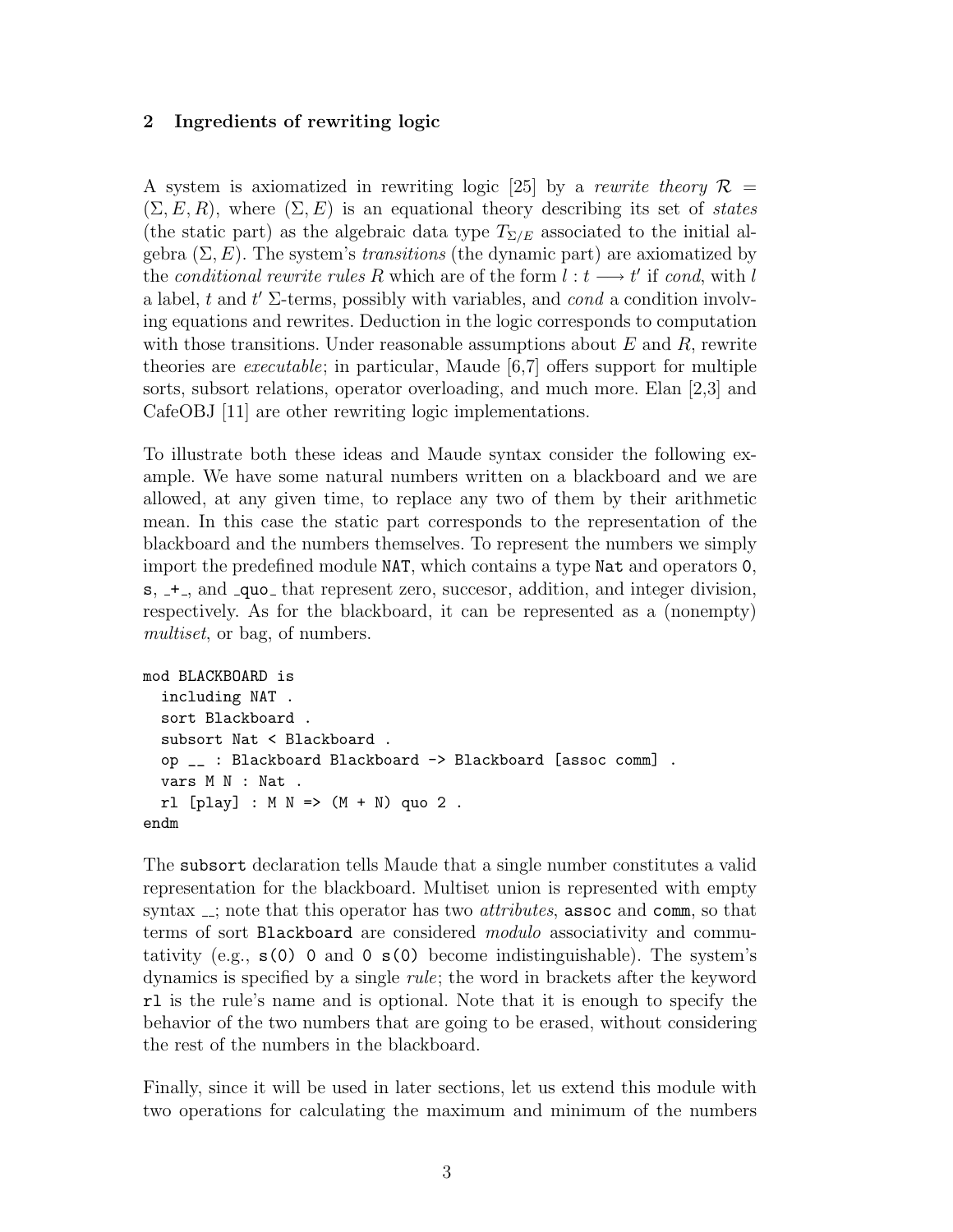## 2 Ingredients of rewriting logic

A system is axiomatized in rewriting logic [25] by a *rewrite theory* $\mathcal{R} = (\Sigma, E, R)$, where $(\Sigma, E)$ is an equational theory describing its set of *states* (the static part) as the algebraic data type $T_{\Sigma/E}$ associated to the initial algebra $(\Sigma, E)$. The system's *transitions* (the dynamic part) are axiomatized by the *conditional rewrite rules* $R$ which are of the form $l : t \longrightarrow t'$ if *cond*, with $l$ a label, $t$ and $t'$ $\Sigma$-terms, possibly with variables, and *cond* a condition involving equations and rewrites. Deduction in the logic corresponds to computation with those transitions. Under reasonable assumptions about $E$ and $R$, rewrite theories are *executable*; in particular, Maude [6,7] offers support for multiple sorts, subsort relations, operator overloading, and much more. Elan [2,3] and CafeOBJ [11] are other rewriting logic implementations.

To illustrate both these ideas and Maude syntax consider the following example. We have some natural numbers written on a blackboard and we are allowed, at any given time, to replace any two of them by their arithmetic mean. In this case the static part corresponds to the representation of the blackboard and the numbers themselves. To represent the numbers we simply import the predefined module `NAT`, which contains a type `Nat` and operators `0`, `s`, `_+_`, and `_quo_` that represent zero, succesor, addition, and integer division, respectively. As for the blackboard, it can be represented as a (nonempty) *multiset*, or bag, of numbers.

```
mod BLACKBOARD is
  including NAT .
  sort Blackboard .
  subsort Nat < Blackboard .
  op __ : Blackboard Blackboard -> Blackboard [assoc comm] .
  vars M N : Nat .
  rl [play] : M N => (M + N) quo 2 .
endm
```

The `subsort` declaration tells Maude that a single number constitutes a valid representation for the blackboard. Multiset union is represented with empty syntax `__`; note that this operator has two *attributes*, `assoc` and `comm`, so that terms of sort `Blackboard` are considered *modulo* associativity and commutativity (e.g., `s(0) 0` and `0 s(0)` become indistinguishable). The system's dynamics is specified by a single *rule*; the word in brackets after the keyword `rl` is the rule's name and is optional. Note that it is enough to specify the behavior of the two numbers that are going to be erased, without considering the rest of the numbers in the blackboard.

Finally, since it will be used in later sections, let us extend this module with two operations for calculating the maximum and minimum of the numbers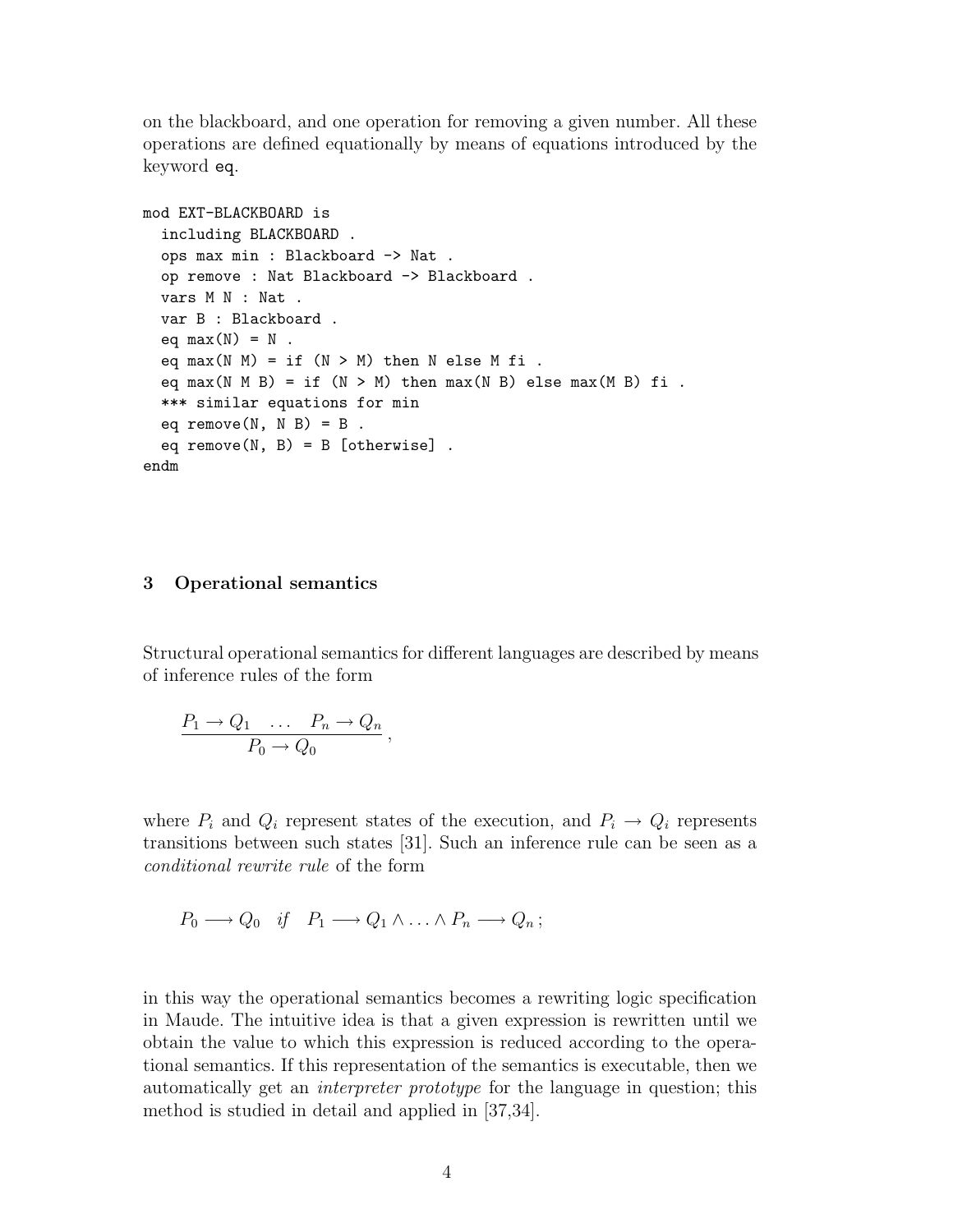on the blackboard, and one operation for removing a given number. All these operations are defined equationally by means of equations introduced by the keyword `eq`.

```
mod EXT-BLACKBOARD is
  including BLACKBOARD .
  ops max min : Blackboard -> Nat .
  op remove : Nat Blackboard -> Blackboard .
  vars M N : Nat .
  var B : Blackboard .
  eq max(N) = N .
  eq max(N M) = if (N > M) then N else M fi .
  eq max(N M B) = if (N > M) then max(N B) else max(M B) fi .
  *** similar equations for min
  eq remove(N, N B) = B .
  eq remove(N, B) = B [otherwise] .
endm
```

### 3 Operational semantics

Structural operational semantics for different languages are described by means of inference rules of the form

$$\frac{P_1 \to Q_1 \quad \ldots \quad P_n \to Q_n}{P_0 \to Q_0},$$

where $P_i$ and $Q_i$ represent states of the execution, and $P_i \to Q_i$ represents transitions between such states [31]. Such an inference rule can be seen as a *conditional rewrite rule* of the form

$$P_0 \longrightarrow Q_0 \quad \textit{if} \quad P_1 \longrightarrow Q_1 \wedge \ldots \wedge P_n \longrightarrow Q_n\,;$$

in this way the operational semantics becomes a rewriting logic specification in Maude. The intuitive idea is that a given expression is rewritten until we obtain the value to which this expression is reduced according to the operational semantics. If this representation of the semantics is executable, then we automatically get an *interpreter prototype* for the language in question; this method is studied in detail and applied in [37,34].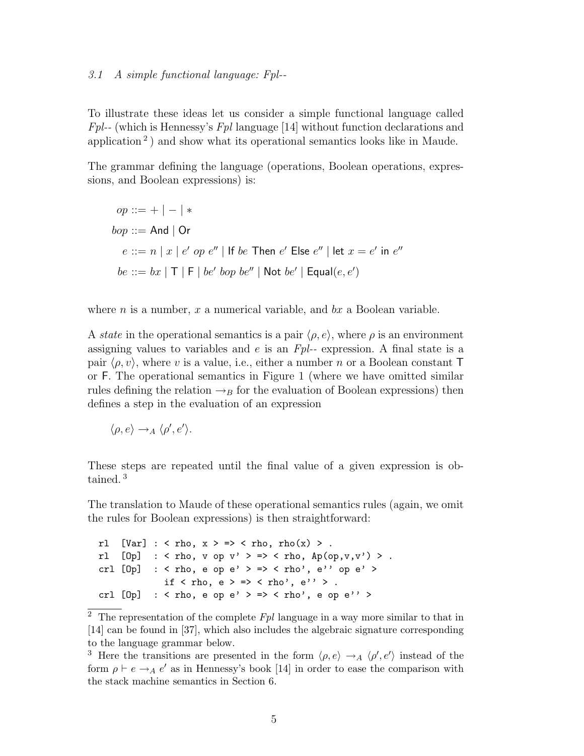### 3.1 A simple functional language: Fpl--

To illustrate these ideas let us consider a simple functional language called *Fpl--* (which is Hennessy's *Fpl* language [14] without function declarations and application [2]) and show what its operational semantics looks like in Maude.

The grammar defining the language (operations, Boolean operations, expressions, and Boolean expressions) is:

$$op ::= + \mid - \mid *$$

$$bop ::= \mathsf{And} \mid \mathsf{Or}$$

$$e ::= n \mid x \mid e' \; op \; e'' \mid \mathsf{If}\; be \;\mathsf{Then}\; e' \;\mathsf{Else}\; e'' \mid \mathsf{let}\; x = e' \;\mathsf{in}\; e''$$

$$be ::= bx \mid \mathsf{T} \mid \mathsf{F} \mid be' \; bop \; be'' \mid \mathsf{Not}\; be' \mid \mathsf{Equal}(e, e')$$

where $n$ is a number, $x$ a numerical variable, and $bx$ a Boolean variable.

A *state* in the operational semantics is a pair $\langle \rho, e \rangle$, where $\rho$ is an environment assigning values to variables and $e$ is an *Fpl--* expression. A final state is a pair $\langle \rho, v \rangle$, where $v$ is a value, i.e., either a number $n$ or a Boolean constant $\mathsf{T}$ or $\mathsf{F}$. The operational semantics in Figure 1 (where we have omitted similar rules defining the relation $\rightarrow_B$ for the evaluation of Boolean expressions) then defines a step in the evaluation of an expression

$$\langle \rho, e \rangle \rightarrow_A \langle \rho', e' \rangle.$$

These steps are repeated until the final value of a given expression is obtained. [3]

The translation to Maude of these operational semantics rules (again, we omit the rules for Boolean expressions) is then straightforward:

```
rl  [Var] : < rho, x > => < rho, rho(x) > .
rl  [Op]  : < rho, v op v' > => < rho, Ap(op,v,v') > .
crl [Op]  : < rho, e op e' > => < rho', e'' op e' >
            if < rho, e > => < rho', e'' > .
crl [Op]  : < rho, e op e' > => < rho', e op e'' >
```

[2] The representation of the complete *Fpl* language in a way more similar to that in [14] can be found in [37], which also includes the algebraic signature corresponding to the language grammar below.

[3] Here the transitions are presented in the form $\langle \rho, e \rangle \rightarrow_A \langle \rho', e' \rangle$ instead of the form $\rho \vdash e \rightarrow_A e'$ as in Hennessy's book [14] in order to ease the comparison with the stack machine semantics in Section 6.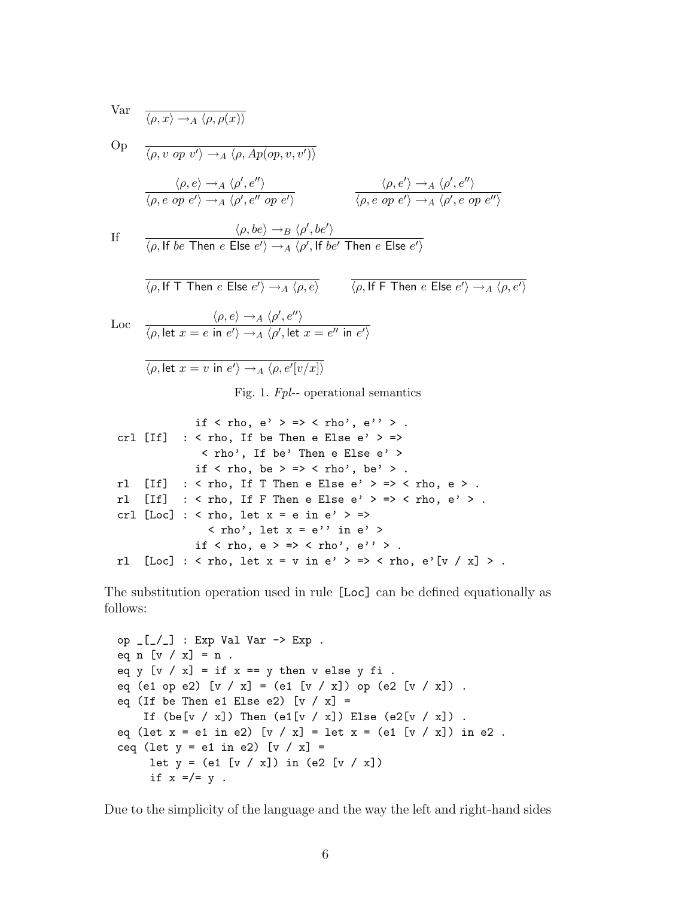Var $\quad \overline{\langle \rho, x \rangle \rightarrow_A \langle \rho, \rho(x) \rangle}$

Op $\quad \overline{\langle \rho, v \; op \; v' \rangle \rightarrow_A \langle \rho, Ap(op, v, v') \rangle}$

$$\frac{\langle \rho, e \rangle \rightarrow_A \langle \rho', e'' \rangle}{\langle \rho, e \; op \; e' \rangle \rightarrow_A \langle \rho', e'' \; op \; e' \rangle} \qquad \frac{\langle \rho, e' \rangle \rightarrow_A \langle \rho', e'' \rangle}{\langle \rho, e \; op \; e' \rangle \rightarrow_A \langle \rho', e \; op \; e'' \rangle}$$

If $\quad \dfrac{\langle \rho, be \rangle \rightarrow_B \langle \rho', be' \rangle}{\langle \rho, \textsf{If } be \textsf{ Then } e \textsf{ Else } e' \rangle \rightarrow_A \langle \rho', \textsf{If } be' \textsf{ Then } e \textsf{ Else } e' \rangle}$

$$\overline{\langle \rho, \textsf{If T Then } e \textsf{ Else } e' \rangle \rightarrow_A \langle \rho, e \rangle} \qquad \overline{\langle \rho, \textsf{If F Then } e \textsf{ Else } e' \rangle \rightarrow_A \langle \rho, e' \rangle}$$

Loc $\quad \dfrac{\langle \rho, e \rangle \rightarrow_A \langle \rho', e'' \rangle}{\langle \rho, \textsf{let } x = e \textsf{ in } e' \rangle \rightarrow_A \langle \rho', \textsf{let } x = e'' \textsf{ in } e' \rangle}$

$$\overline{\langle \rho, \textsf{let } x = v \textsf{ in } e' \rangle \rightarrow_A \langle \rho, e'[v/x] \rangle}$$

Fig. 1. *Fpl--* operational semantics

```
            if < rho, e' > => < rho', e'' > .
crl [If]  : < rho, If be Then e Else e' > =>
             < rho', If be' Then e Else e' >
            if < rho, be > => < rho', be' > .
rl  [If]  : < rho, If T Then e Else e' > => < rho, e > .
rl  [If]  : < rho, If F Then e Else e' > => < rho, e' > .
crl [Loc] : < rho, let x = e in e' > =>
              < rho', let x = e'' in e' >
            if < rho, e > => < rho', e'' > .
rl  [Loc] : < rho, let x = v in e' > => < rho, e'[v / x] > .
```

The substitution operation used in rule [Loc] can be defined equationally as follows:

```
op _[_/_] : Exp Val Var -> Exp .
eq n [v / x] = n .
eq y [v / x] = if x == y then v else y fi .
eq (e1 op e2) [v / x] = (e1 [v / x]) op (e2 [v / x]) .
eq (If be Then e1 Else e2) [v / x] =
    If (be[v / x]) Then (e1[v / x]) Else (e2[v / x]) .
eq (let x = e1 in e2) [v / x] = let x = (e1 [v / x]) in e2 .
ceq (let y = e1 in e2) [v / x] =
     let y = (e1 [v / x]) in (e2 [v / x])
     if x =/= y .
```

Due to the simplicity of the language and the way the left and right-hand sides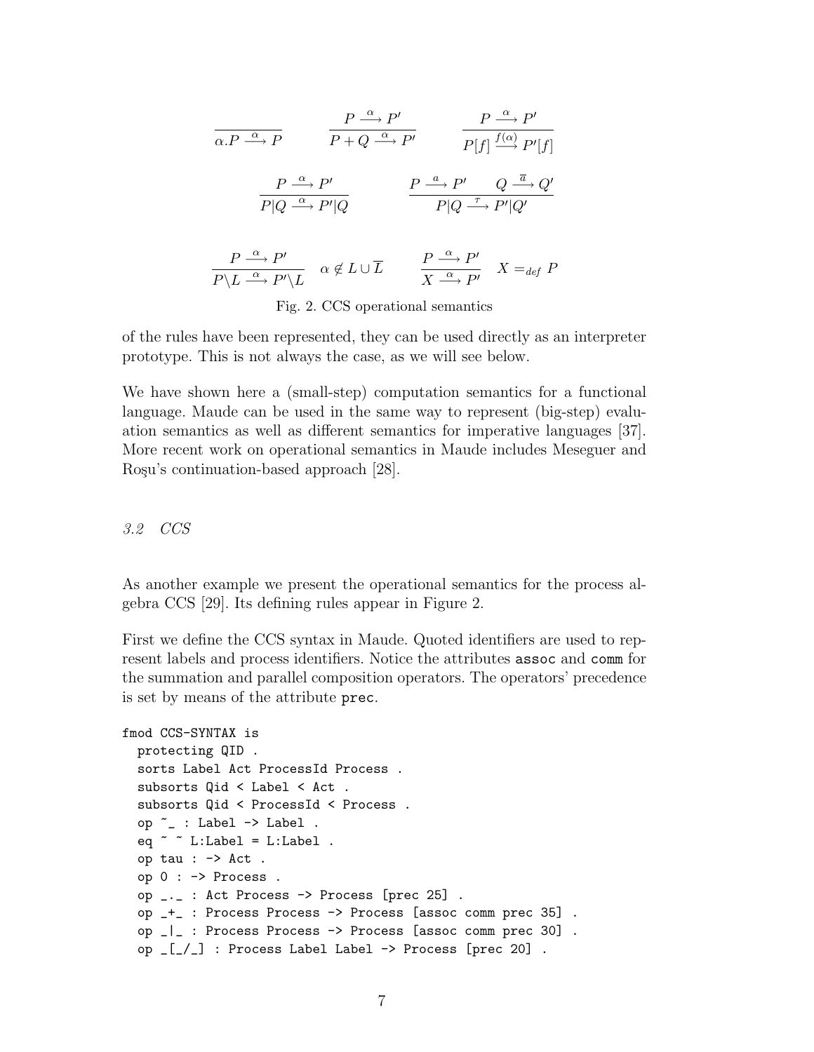$$\frac{}{\alpha.P \xrightarrow{\alpha} P} \qquad \frac{P \xrightarrow{\alpha} P'}{P+Q \xrightarrow{\alpha} P'} \qquad \frac{P \xrightarrow{\alpha} P'}{P[f] \xrightarrow{f(\alpha)} P'[f]}$$

$$\frac{P \xrightarrow{\alpha} P'}{P|Q \xrightarrow{\alpha} P'|Q} \qquad \frac{P \xrightarrow{a} P' \qquad Q \xrightarrow{\overline{a}} Q'}{P|Q \xrightarrow{\tau} P'|Q'}$$

$$\frac{P \xrightarrow{\alpha} P'}{P\backslash L \xrightarrow{\alpha} P'\backslash L} \quad \alpha \notin L \cup \overline{L} \qquad \frac{P \xrightarrow{\alpha} P'}{X \xrightarrow{\alpha} P'} \quad X =_{def} P$$

Fig. 2. CCS operational semantics

of the rules have been represented, they can be used directly as an interpreter prototype. This is not always the case, as we will see below.

We have shown here a (small-step) computation semantics for a functional language. Maude can be used in the same way to represent (big-step) evaluation semantics as well as different semantics for imperative languages [37]. More recent work on operational semantics in Maude includes Meseguer and Roşu's continuation-based approach [28].

### *3.2 CCS*

As another example we present the operational semantics for the process algebra CCS [29]. Its defining rules appear in Figure 2.

First we define the CCS syntax in Maude. Quoted identifiers are used to represent labels and process identifiers. Notice the attributes `assoc` and `comm` for the summation and parallel composition operators. The operators' precedence is set by means of the attribute `prec`.

```
fmod CCS-SYNTAX is
  protecting QID .
  sorts Label Act ProcessId Process .
  subsorts Qid < Label < Act .
  subsorts Qid < ProcessId < Process .
  op ~_ : Label -> Label .
  eq ~ ~ L:Label = L:Label .
  op tau : -> Act .
  op 0 : -> Process .
  op _._ : Act Process -> Process [prec 25] .
  op _+_ : Process Process -> Process [assoc comm prec 35] .
  op _|_ : Process Process -> Process [assoc comm prec 30] .
  op _[_/_] : Process Label Label -> Process [prec 20] .
```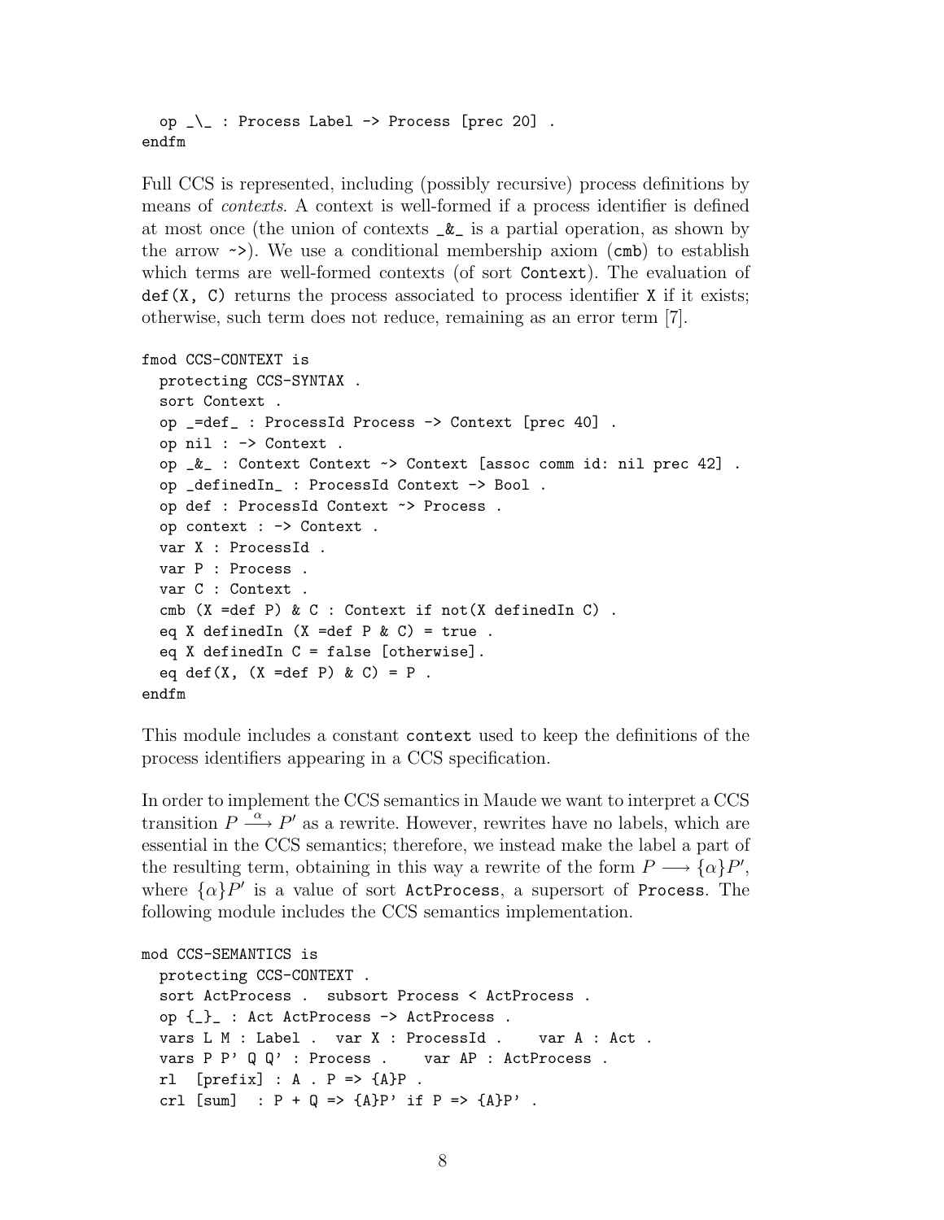```
  op _\_ : Process Label -> Process [prec 20] .
endfm
```

Full CCS is represented, including (possibly recursive) process definitions by means of *contexts*. A context is well-formed if a process identifier is defined at most once (the union of contexts `_&_` is a partial operation, as shown by the arrow `~>`). We use a conditional membership axiom (`cmb`) to establish which terms are well-formed contexts (of sort `Context`). The evaluation of `def(X, C)` returns the process associated to process identifier `X` if it exists; otherwise, such term does not reduce, remaining as an error term [7].

```
fmod CCS-CONTEXT is
  protecting CCS-SYNTAX .
  sort Context .
  op _=def_ : ProcessId Process -> Context [prec 40] .
  op nil : -> Context .
  op _&_ : Context Context ~> Context [assoc comm id: nil prec 42] .
  op _definedIn_ : ProcessId Context -> Bool .
  op def : ProcessId Context ~> Process .
  op context : -> Context .
  var X : ProcessId .
  var P : Process .
  var C : Context .
  cmb (X =def P) & C : Context if not(X definedIn C) .
  eq X definedIn (X =def P & C) = true .
  eq X definedIn C = false [otherwise].
  eq def(X, (X =def P) & C) = P .
endfm
```

This module includes a constant `context` used to keep the definitions of the process identifiers appearing in a CCS specification.

In order to implement the CCS semantics in Maude we want to interpret a CCS transition $P \xrightarrow{\alpha} P'$ as a rewrite. However, rewrites have no labels, which are essential in the CCS semantics; therefore, we instead make the label a part of the resulting term, obtaining in this way a rewrite of the form $P \longrightarrow \{\alpha\}P'$, where $\{\alpha\}P'$ is a value of sort `ActProcess`, a supersort of `Process`. The following module includes the CCS semantics implementation.

```
mod CCS-SEMANTICS is
  protecting CCS-CONTEXT .
  sort ActProcess .  subsort Process < ActProcess .
  op {_}_ : Act ActProcess -> ActProcess .
  vars L M : Label .  var X : ProcessId .    var A : Act .
  vars P P' Q Q' : Process .    var AP : ActProcess .
  rl  [prefix] : A . P => {A}P .
  crl [sum]   : P + Q => {A}P' if P => {A}P' .
```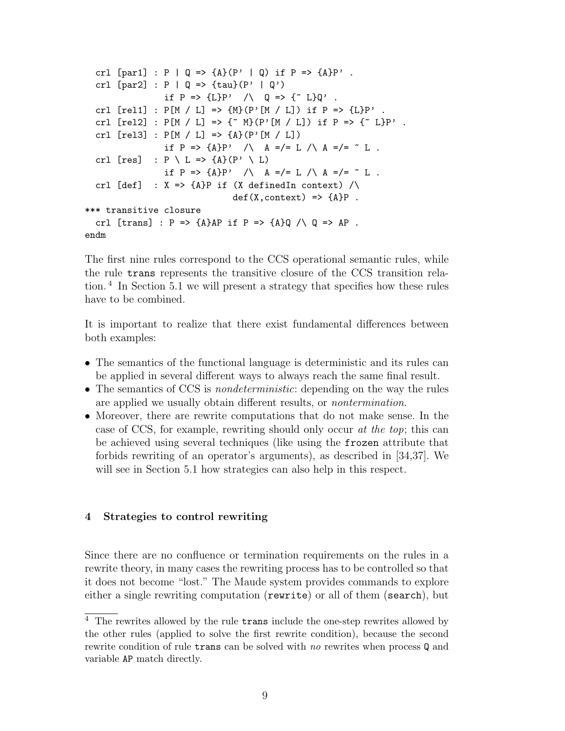```
  crl [par1] : P | Q => {A}(P' | Q) if P => {A}P' .
  crl [par2] : P | Q => {tau}(P' | Q')
               if P => {L}P'  /\  Q => {~ L}Q' .
  crl [rel1] : P[M / L] => {M}(P'[M / L]) if P => {L}P' .
  crl [rel2] : P[M / L] => {~ M}(P'[M / L]) if P => {~ L}P' .
  crl [rel3] : P[M / L] => {A}(P'[M / L])
               if P => {A}P'  /\  A =/= L /\ A =/= ~ L .
  crl [res]  : P \ L => {A}(P' \ L)
               if P => {A}P'  /\  A =/= L /\ A =/= ~ L .
  crl [def]  : X => {A}P if (X definedIn context) /\
                             def(X,context) => {A}P .
*** transitive closure
  crl [trans] : P => {A}AP if P => {A}Q /\ Q => AP .
endm
```

The first nine rules correspond to the CCS operational semantic rules, while the rule `trans` represents the transitive closure of the CCS transition relation. [4] In Section 5.1 we will present a strategy that specifies how these rules have to be combined.

It is important to realize that there exist fundamental differences between both examples:

- The semantics of the functional language is deterministic and its rules can be applied in several different ways to always reach the same final result.
- The semantics of CCS is *nondeterministic*: depending on the way the rules are applied we usually obtain different results, or *nontermination*.
- Moreover, there are rewrite computations that do not make sense. In the case of CCS, for example, rewriting should only occur *at the top*; this can be achieved using several techniques (like using the `frozen` attribute that forbids rewriting of an operator's arguments), as described in [34,37]. We will see in Section 5.1 how strategies can also help in this respect.

## 4 Strategies to control rewriting

Since there are no confluence or termination requirements on the rules in a rewrite theory, in many cases the rewriting process has to be controlled so that it does not become "lost." The Maude system provides commands to explore either a single rewriting computation (`rewrite`) or all of them (`search`), but

[4] The rewrites allowed by the rule `trans` include the one-step rewrites allowed by the other rules (applied to solve the first rewrite condition), because the second rewrite condition of rule `trans` can be solved with *no* rewrites when process `Q` and variable `AP` match directly.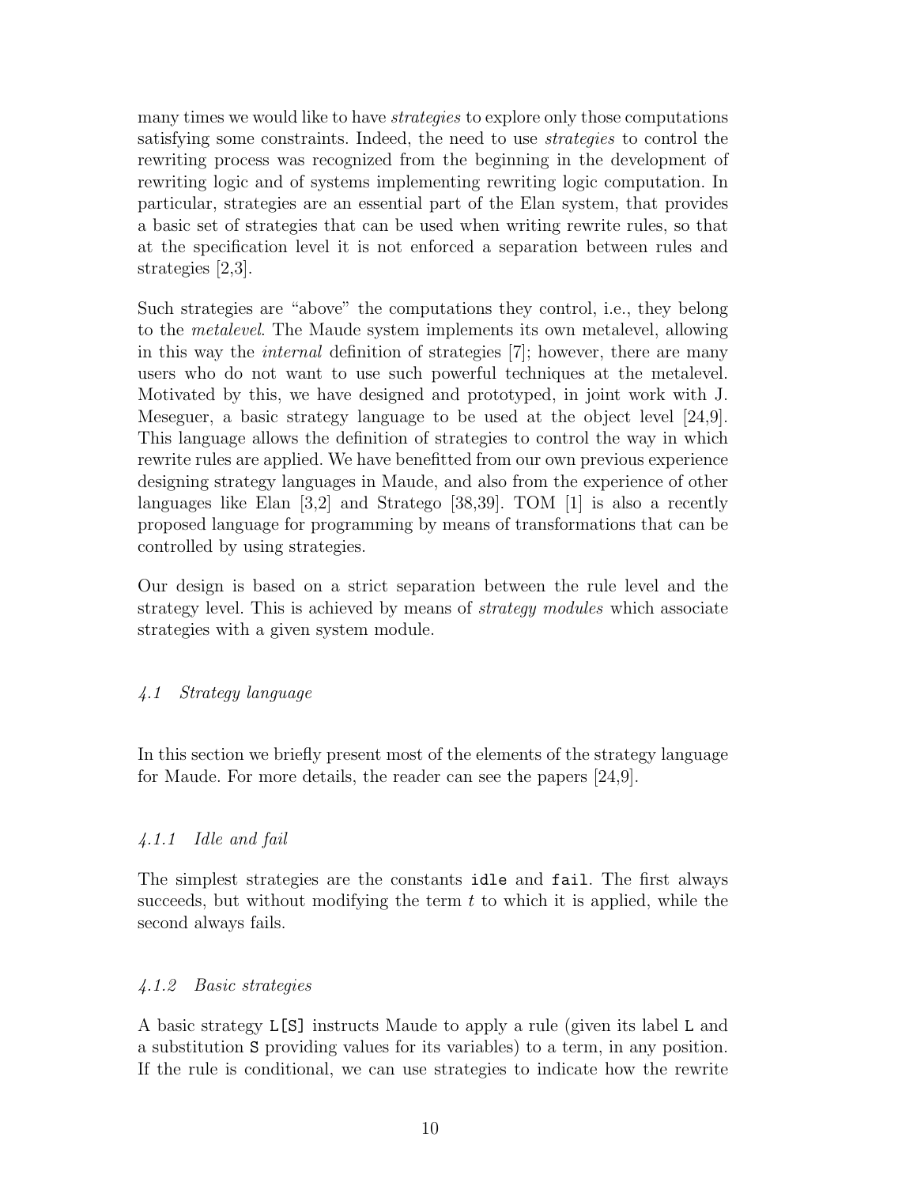many times we would like to have *strategies* to explore only those computations satisfying some constraints. Indeed, the need to use *strategies* to control the rewriting process was recognized from the beginning in the development of rewriting logic and of systems implementing rewriting logic computation. In particular, strategies are an essential part of the Elan system, that provides a basic set of strategies that can be used when writing rewrite rules, so that at the specification level it is not enforced a separation between rules and strategies [2,3].

Such strategies are "above" the computations they control, i.e., they belong to the *metalevel*. The Maude system implements its own metalevel, allowing in this way the *internal* definition of strategies [7]; however, there are many users who do not want to use such powerful techniques at the metalevel. Motivated by this, we have designed and prototyped, in joint work with J. Meseguer, a basic strategy language to be used at the object level [24,9]. This language allows the definition of strategies to control the way in which rewrite rules are applied. We have benefitted from our own previous experience designing strategy languages in Maude, and also from the experience of other languages like Elan [3,2] and Stratego [38,39]. TOM [1] is also a recently proposed language for programming by means of transformations that can be controlled by using strategies.

Our design is based on a strict separation between the rule level and the strategy level. This is achieved by means of *strategy modules* which associate strategies with a given system module.

### *4.1 Strategy language*

In this section we briefly present most of the elements of the strategy language for Maude. For more details, the reader can see the papers [24,9].

#### *4.1.1 Idle and fail*

The simplest strategies are the constants `idle` and `fail`. The first always succeeds, but without modifying the term $t$ to which it is applied, while the second always fails.

#### *4.1.2 Basic strategies*

A basic strategy `L[S]` instructs Maude to apply a rule (given its label `L` and a substitution `S` providing values for its variables) to a term, in any position. If the rule is conditional, we can use strategies to indicate how the rewrite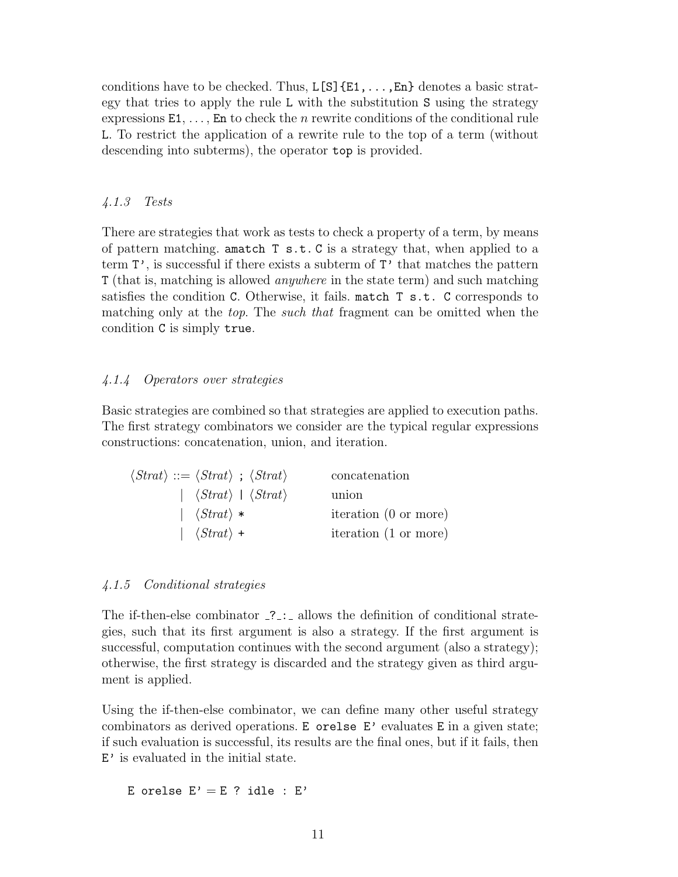conditions have to be checked. Thus, `L[S]{E1,...,En}` denotes a basic strategy that tries to apply the rule `L` with the substitution `S` using the strategy expressions `E1`, ..., `En` to check the $n$ rewrite conditions of the conditional rule `L`. To restrict the application of a rewrite rule to the top of a term (without descending into subterms), the operator `top` is provided.

### *4.1.3 Tests*

There are strategies that work as tests to check a property of a term, by means of pattern matching. `amatch T s.t. C` is a strategy that, when applied to a term `T'`, is successful if there exists a subterm of `T'` that matches the pattern `T` (that is, matching is allowed *anywhere* in the state term) and such matching satisfies the condition `C`. Otherwise, it fails. `match T s.t. C` corresponds to matching only at the *top*. The *such that* fragment can be omitted when the condition `C` is simply `true`.

### *4.1.4 Operators over strategies*

Basic strategies are combined so that strategies are applied to execution paths. The first strategy combinators we consider are the typical regular expressions constructions: concatenation, union, and iteration.

| | | |
|---|---|---|
| ⟨*Strat*⟩ ::= | ⟨*Strat*⟩ `;` ⟨*Strat*⟩ | concatenation |
| \| | ⟨*Strat*⟩ `\|` ⟨*Strat*⟩ | union |
| \| | ⟨*Strat*⟩ `*` | iteration (0 or more) |
| \| | ⟨*Strat*⟩ `+` | iteration (1 or more) |

### *4.1.5 Conditional strategies*

The if-then-else combinator `_?_:_` allows the definition of conditional strategies, such that its first argument is also a strategy. If the first argument is successful, computation continues with the second argument (also a strategy); otherwise, the first strategy is discarded and the strategy given as third argument is applied.

Using the if-then-else combinator, we can define many other useful strategy combinators as derived operations. `E orelse E'` evaluates `E` in a given state; if such evaluation is successful, its results are the final ones, but if it fails, then `E'` is evaluated in the initial state.

```
E orelse E' = E ? idle : E'
```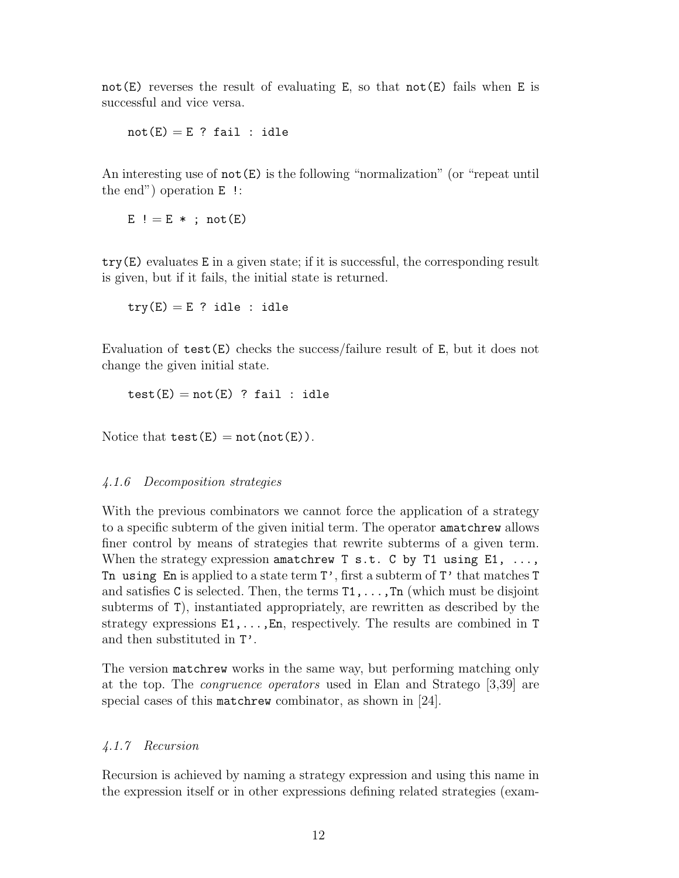`not(E)` reverses the result of evaluating `E`, so that `not(E)` fails when `E` is successful and vice versa.

```
not(E) = E ? fail : idle
```

An interesting use of `not(E)` is the following "normalization" (or "repeat until the end") operation `E !`:

```
E ! = E * ; not(E)
```

`try(E)` evaluates `E` in a given state; if it is successful, the corresponding result is given, but if it fails, the initial state is returned.

```
try(E) = E ? idle : idle
```

Evaluation of `test(E)` checks the success/failure result of `E`, but it does not change the given initial state.

```
test(E) = not(E) ? fail : idle
```

Notice that `test(E) = not(not(E))`.

#### *4.1.6 Decomposition strategies*

With the previous combinators we cannot force the application of a strategy to a specific subterm of the given initial term. The operator `amatchrew` allows finer control by means of strategies that rewrite subterms of a given term. When the strategy expression `amatchrew T s.t. C by T1 using E1, ..., Tn using En` is applied to a state term `T'`, first a subterm of `T'` that matches `T` and satisfies `C` is selected. Then, the terms `T1,...,Tn` (which must be disjoint subterms of `T`), instantiated appropriately, are rewritten as described by the strategy expressions `E1,...,En`, respectively. The results are combined in `T` and then substituted in `T'`.

The version `matchrew` works in the same way, but performing matching only at the top. The *congruence operators* used in Elan and Stratego [3,39] are special cases of this `matchrew` combinator, as shown in [24].

#### *4.1.7 Recursion*

Recursion is achieved by naming a strategy expression and using this name in the expression itself or in other expressions defining related strategies (exam-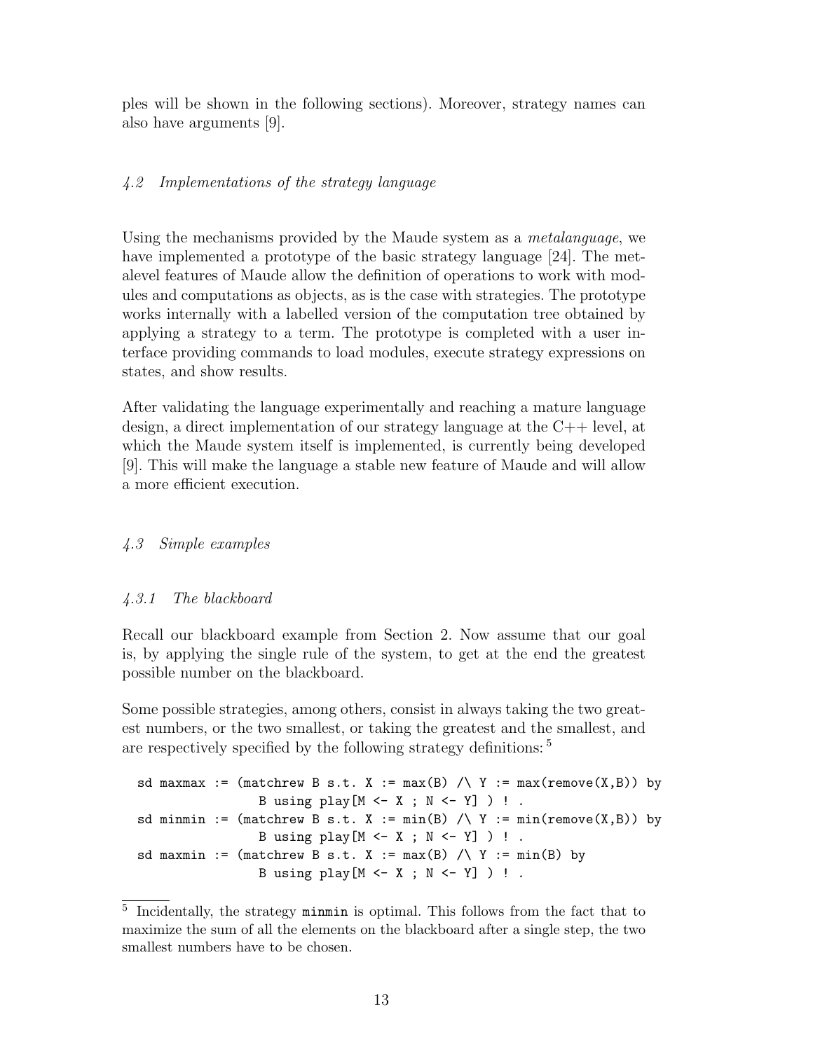ples will be shown in the following sections). Moreover, strategy names can also have arguments [9].

### 4.2 Implementations of the strategy language

Using the mechanisms provided by the Maude system as a *metalanguage*, we have implemented a prototype of the basic strategy language [24]. The metalevel features of Maude allow the definition of operations to work with modules and computations as objects, as is the case with strategies. The prototype works internally with a labelled version of the computation tree obtained by applying a strategy to a term. The prototype is completed with a user interface providing commands to load modules, execute strategy expressions on states, and show results.

After validating the language experimentally and reaching a mature language design, a direct implementation of our strategy language at the C++ level, at which the Maude system itself is implemented, is currently being developed [9]. This will make the language a stable new feature of Maude and will allow a more efficient execution.

### 4.3 Simple examples

#### 4.3.1 The blackboard

Recall our blackboard example from Section 2. Now assume that our goal is, by applying the single rule of the system, to get at the end the greatest possible number on the blackboard.

Some possible strategies, among others, consist in always taking the two greatest numbers, or the two smallest, or taking the greatest and the smallest, and are respectively specified by the following strategy definitions: [5]

```
sd maxmax := (matchrew B s.t. X := max(B) /\ Y := max(remove(X,B)) by
                B using play[M <- X ; N <- Y] ) ! .
sd minmin := (matchrew B s.t. X := min(B) /\ Y := min(remove(X,B)) by
                B using play[M <- X ; N <- Y] ) ! .
sd maxmin := (matchrew B s.t. X := max(B) /\ Y := min(B) by
                B using play[M <- X ; N <- Y] ) ! .
```

[5] Incidentally, the strategy `minmin` is optimal. This follows from the fact that to maximize the sum of all the elements on the blackboard after a single step, the two smallest numbers have to be chosen.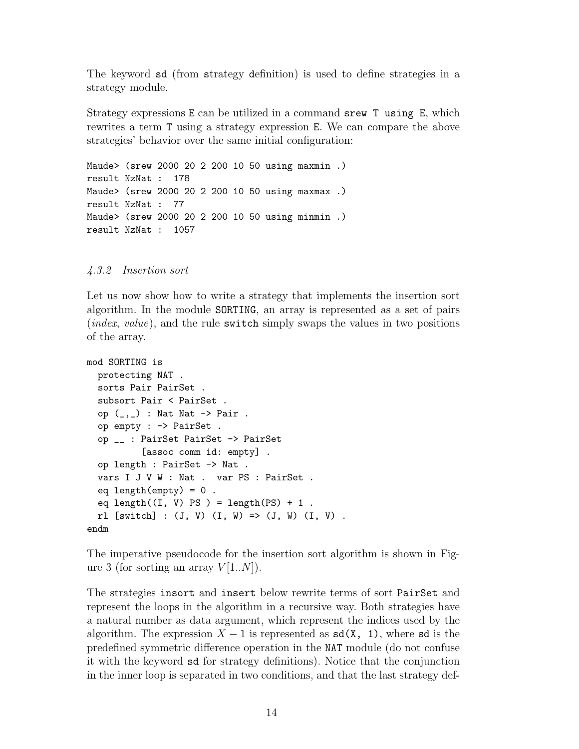The keyword `sd` (from **s**trategy **d**efinition) is used to define strategies in a strategy module.

Strategy expressions `E` can be utilized in a command `srew T using E`, which rewrites a term `T` using a strategy expression `E`. We can compare the above strategies' behavior over the same initial configuration:

```
Maude> (srew 2000 20 2 200 10 50 using maxmin .)
result NzNat :  178
Maude> (srew 2000 20 2 200 10 50 using maxmax .)
result NzNat :  77
Maude> (srew 2000 20 2 200 10 50 using minmin .)
result NzNat :  1057
```

#### *4.3.2 Insertion sort*

Let us now show how to write a strategy that implements the insertion sort algorithm. In the module `SORTING`, an array is represented as a set of pairs (*index*, *value*), and the rule `switch` simply swaps the values in two positions of the array.

```
mod SORTING is
  protecting NAT .
  sorts Pair PairSet .
  subsort Pair < PairSet .
  op (_,_) : Nat Nat -> Pair .
  op empty : -> PairSet .
  op __ : PairSet PairSet -> PairSet
          [assoc comm id: empty] .
  op length : PairSet -> Nat .
  vars I J V W : Nat .  var PS : PairSet .
  eq length(empty) = 0 .
  eq length((I, V) PS ) = length(PS) + 1 .
  rl [switch] : (J, V) (I, W) => (J, W) (I, V) .
endm
```

The imperative pseudocode for the insertion sort algorithm is shown in Figure 3 (for sorting an array $V[1..N]$).

The strategies `insort` and `insert` below rewrite terms of sort `PairSet` and represent the loops in the algorithm in a recursive way. Both strategies have a natural number as data argument, which represent the indices used by the algorithm. The expression $X - 1$ is represented as `sd(X, 1)`, where `sd` is the predefined symmetric difference operation in the `NAT` module (do not confuse it with the keyword `sd` for strategy definitions). Notice that the conjunction in the inner loop is separated in two conditions, and that the last strategy def-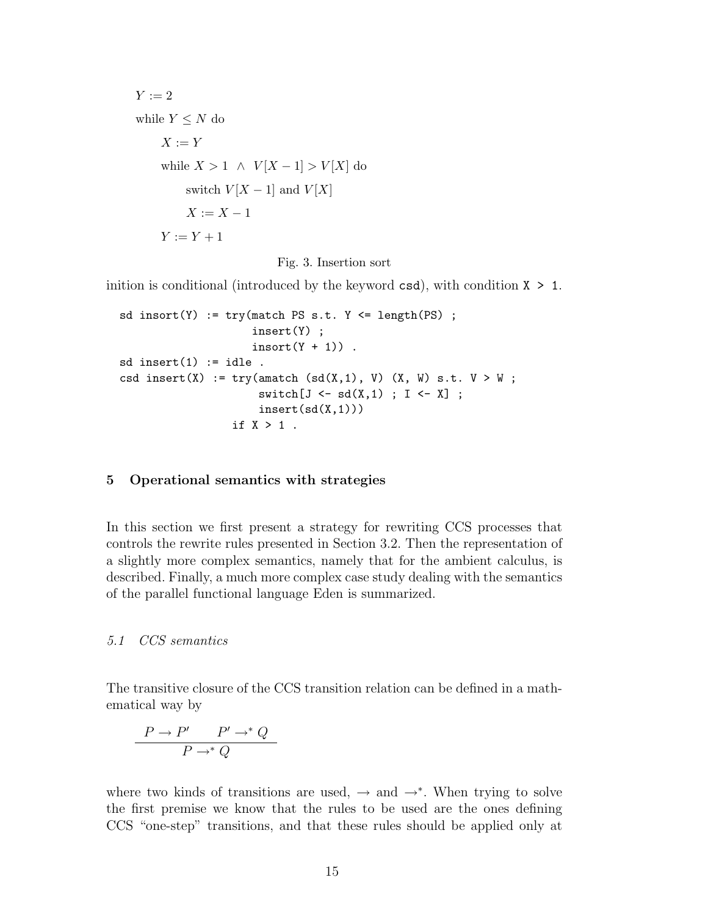$Y := 2$

while $Y \leq N$ do

  $X := Y$

  while $X > 1 \;\wedge\; V[X-1] > V[X]$ do

    switch $V[X-1]$ and $V[X]$

    $X := X - 1$

  $Y := Y + 1$

Fig. 3. Insertion sort

inition is conditional (introduced by the keyword `csd`), with condition `X > 1`.

```
sd insort(Y) := try(match PS s.t. Y <= length(PS) ;
                    insert(Y) ;
                    insort(Y + 1)) .
sd insert(1) := idle .
csd insert(X) := try(amatch (sd(X,1), V) (X, W) s.t. V > W ;
                     switch[J <- sd(X,1) ; I <- X] ;
                     insert(sd(X,1)))
                 if X > 1 .
```

## 5 Operational semantics with strategies

In this section we first present a strategy for rewriting CCS processes that controls the rewrite rules presented in Section 3.2. Then the representation of a slightly more complex semantics, namely that for the ambient calculus, is described. Finally, a much more complex case study dealing with the semantics of the parallel functional language Eden is summarized.

### 5.1 CCS semantics

The transitive closure of the CCS transition relation can be defined in a mathematical way by

$$\frac{P \rightarrow P' \qquad P' \rightarrow^* Q}{P \rightarrow^* Q}$$

where two kinds of transitions are used, $\rightarrow$ and $\rightarrow^*$. When trying to solve the first premise we know that the rules to be used are the ones defining CCS "one-step" transitions, and that these rules should be applied only at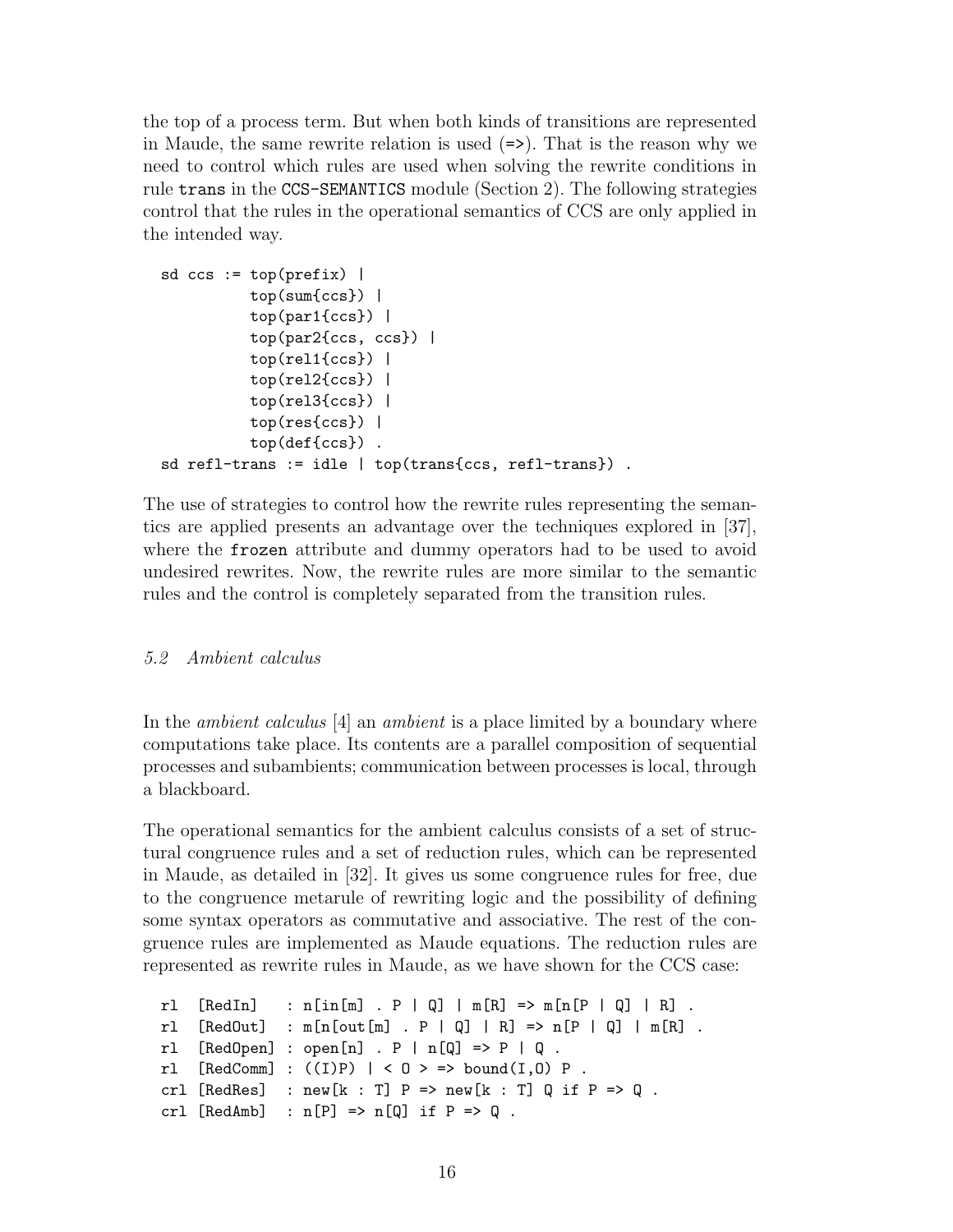the top of a process term. But when both kinds of transitions are represented in Maude, the same rewrite relation is used (`=>`). That is the reason why we need to control which rules are used when solving the rewrite conditions in rule `trans` in the `CCS-SEMANTICS` module (Section 2). The following strategies control that the rules in the operational semantics of CCS are only applied in the intended way.

```
sd ccs := top(prefix) |
          top(sum{ccs}) |
          top(par1{ccs}) |
          top(par2{ccs, ccs}) |
          top(rel1{ccs}) |
          top(rel2{ccs}) |
          top(rel3{ccs}) |
          top(res{ccs}) |
          top(def{ccs}) .
sd refl-trans := idle | top(trans{ccs, refl-trans}) .
```

The use of strategies to control how the rewrite rules representing the semantics are applied presents an advantage over the techniques explored in [37], where the `frozen` attribute and dummy operators had to be used to avoid undesired rewrites. Now, the rewrite rules are more similar to the semantic rules and the control is completely separated from the transition rules.

### *5.2 Ambient calculus*

In the *ambient calculus* [4] an *ambient* is a place limited by a boundary where computations take place. Its contents are a parallel composition of sequential processes and subambients; communication between processes is local, through a blackboard.

The operational semantics for the ambient calculus consists of a set of structural congruence rules and a set of reduction rules, which can be represented in Maude, as detailed in [32]. It gives us some congruence rules for free, due to the congruence metarule of rewriting logic and the possibility of defining some syntax operators as commutative and associative. The rest of the congruence rules are implemented as Maude equations. The reduction rules are represented as rewrite rules in Maude, as we have shown for the CCS case:

```
rl  [RedIn]   : n[in[m] . P | Q] | m[R] => m[n[P | Q] | R] .
rl  [RedOut]  : m[n[out[m] . P | Q] | R] => n[P | Q] | m[R] .
rl  [RedOpen] : open[n] . P | n[Q] => P | Q .
rl  [RedComm] : ((I)P) | < O > => bound(I,O) P .
crl [RedRes]  : new[k : T] P => new[k : T] Q if P => Q .
crl [RedAmb]  : n[P] => n[Q] if P => Q .
```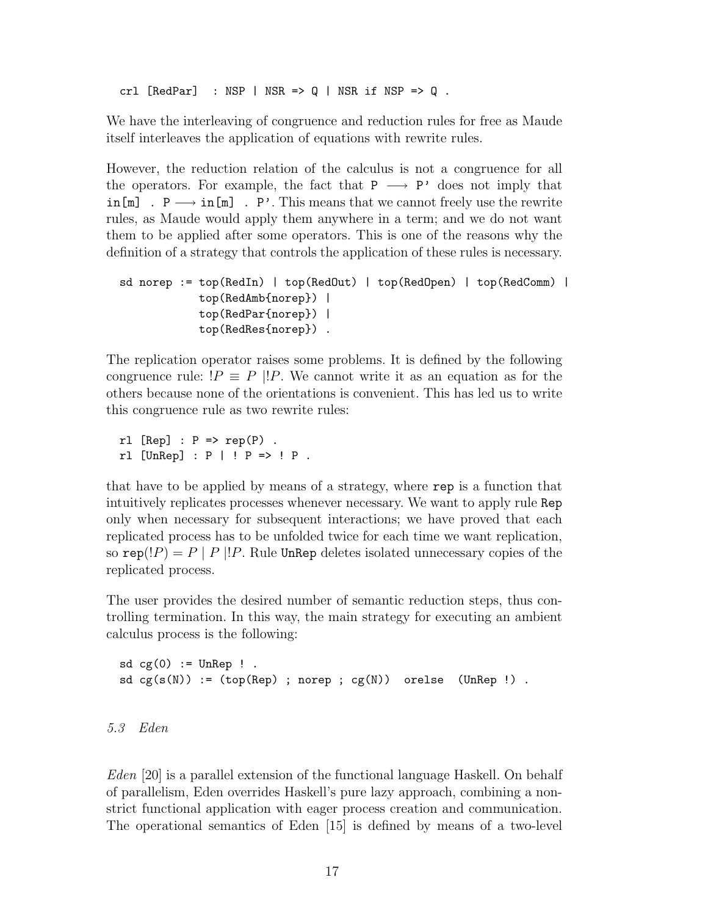```
crl [RedPar]  : NSP | NSR => Q | NSR if NSP => Q .
```

We have the interleaving of congruence and reduction rules for free as Maude itself interleaves the application of equations with rewrite rules.

However, the reduction relation of the calculus is not a congruence for all the operators. For example, the fact that `P` $\longrightarrow$ `P'` does not imply that `in[m] . P` $\longrightarrow$ `in[m] . P'`. This means that we cannot freely use the rewrite rules, as Maude would apply them anywhere in a term; and we do not want them to be applied after some operators. This is one of the reasons why the definition of a strategy that controls the application of these rules is necessary.

```
sd norep := top(RedIn) | top(RedOut) | top(RedOpen) | top(RedComm) |
            top(RedAmb{norep}) |
            top(RedPar{norep}) |
            top(RedRes{norep}) .
```

The replication operator raises some problems. It is defined by the following congruence rule: $!P \equiv P \mid !P$. We cannot write it as an equation as for the others because none of the orientations is convenient. This has led us to write this congruence rule as two rewrite rules:

```
rl [Rep] : P => rep(P) .
rl [UnRep] : P | ! P => ! P .
```

that have to be applied by means of a strategy, where `rep` is a function that intuitively replicates processes whenever necessary. We want to apply rule `Rep` only when necessary for subsequent interactions; we have proved that each replicated process has to be unfolded twice for each time we want replication, so $\texttt{rep}(!P) = P \mid P \mid !P$. Rule `UnRep` deletes isolated unnecessary copies of the replicated process.

The user provides the desired number of semantic reduction steps, thus controlling termination. In this way, the main strategy for executing an ambient calculus process is the following:

```
sd cg(0) := UnRep ! .
sd cg(s(N)) := (top(Rep) ; norep ; cg(N))  orelse  (UnRep !) .
```

### 5.3 Eden

*Eden* [20] is a parallel extension of the functional language Haskell. On behalf of parallelism, Eden overrides Haskell's pure lazy approach, combining a non-strict functional application with eager process creation and communication. The operational semantics of Eden [15] is defined by means of a two-level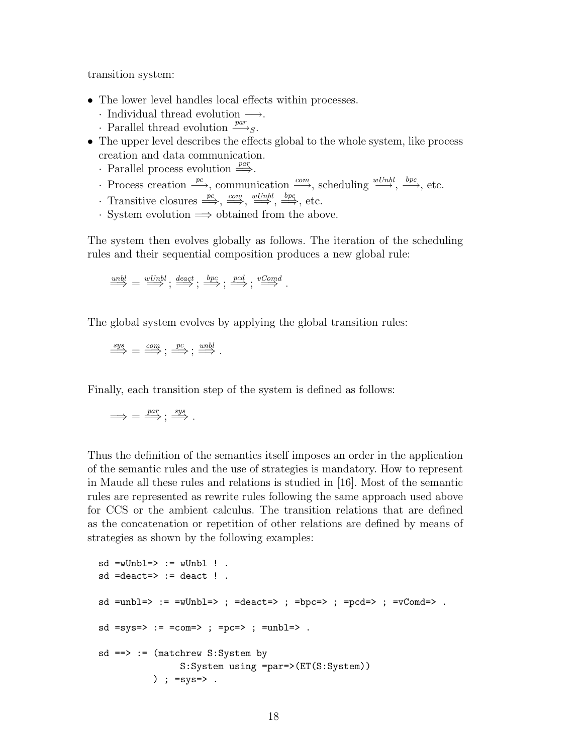transition system:

- The lower level handles local effects within processes.
  - · Individual thread evolution $\longrightarrow$.
  - · Parallel thread evolution $\stackrel{par}{\longrightarrow}_S$.
- The upper level describes the effects global to the whole system, like process creation and data communication.
  - · Parallel process evolution $\stackrel{par}{\Longrightarrow}$.
  - · Process creation $\stackrel{pc}{\longrightarrow}$, communication $\stackrel{com}{\longrightarrow}$, scheduling $\stackrel{wUnbl}{\longrightarrow}$, $\stackrel{bpc}{\longrightarrow}$, etc.
  - · Transitive closures $\stackrel{pc}{\Longrightarrow}$, $\stackrel{com}{\Longrightarrow}$, $\stackrel{wUnbl}{\Longrightarrow}$, $\stackrel{bpc}{\Longrightarrow}$, etc.
  - · System evolution $\Longrightarrow$ obtained from the above.

The system then evolves globally as follows. The iteration of the scheduling rules and their sequential composition produces a new global rule:

$$\stackrel{unbl}{\Longrightarrow} = \stackrel{wUnbl}{\Longrightarrow} ; \stackrel{deact}{\Longrightarrow} ; \stackrel{bpc}{\Longrightarrow} ; \stackrel{pcd}{\Longrightarrow} ; \stackrel{vComd}{\Longrightarrow} .$$

The global system evolves by applying the global transition rules:

$$\stackrel{sys}{\Longrightarrow} = \stackrel{com}{\Longrightarrow} ; \stackrel{pc}{\Longrightarrow} ; \stackrel{unbl}{\Longrightarrow} .$$

Finally, each transition step of the system is defined as follows:

$$\Longrightarrow = \stackrel{par}{\Longrightarrow} ; \stackrel{sys}{\Longrightarrow} .$$

Thus the definition of the semantics itself imposes an order in the application of the semantic rules and the use of strategies is mandatory. How to represent in Maude all these rules and relations is studied in [16]. Most of the semantic rules are represented as rewrite rules following the same approach used above for CCS or the ambient calculus. The transition relations that are defined as the concatenation or repetition of other relations are defined by means of strategies as shown by the following examples:

```
sd =wUnbl=> := wUnbl ! .
sd =deact=> := deact ! .

sd =unbl=> := =wUnbl=> ; =deact=> ; =bpc=> ; =pcd=> ; =vComd=> .

sd =sys=> := =com=> ; =pc=> ; =unbl=> .

sd ==> := (matchrew S:System by
                S:System using =par=>(ET(S:System))
          ) ; =sys=> .
```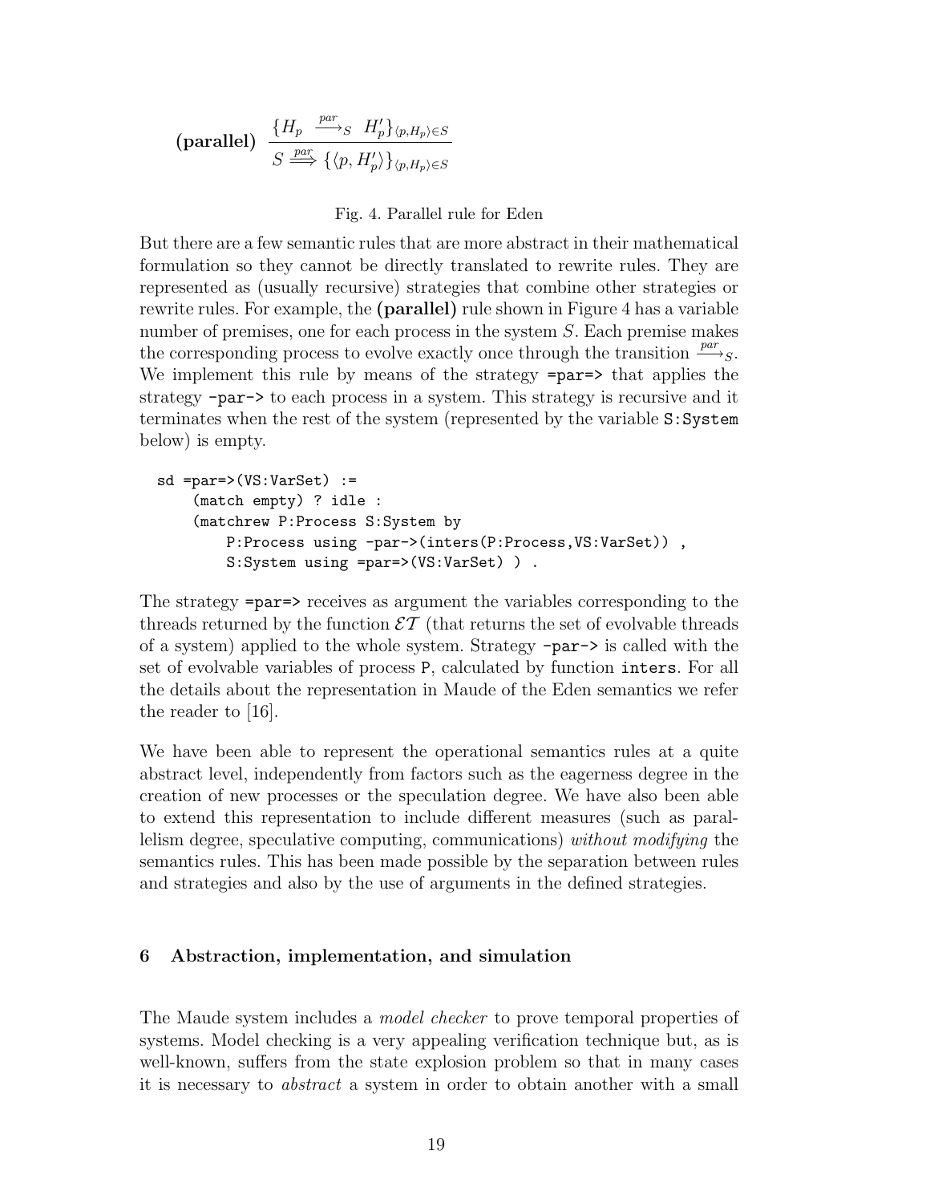$$\textbf{(parallel)}\ \frac{\{H_p \xrightarrow{par}_S H'_p\}_{\langle p, H_p\rangle \in S}}{S \stackrel{par}{\Longrightarrow} \{\langle p, H'_p\rangle\}_{\langle p, H_p\rangle \in S}}$$

Fig. 4. Parallel rule for Eden

But there are a few semantic rules that are more abstract in their mathematical formulation so they cannot be directly translated to rewrite rules. They are represented as (usually recursive) strategies that combine other strategies or rewrite rules. For example, the **(parallel)** rule shown in Figure 4 has a variable number of premises, one for each process in the system $S$. Each premise makes the corresponding process to evolve exactly once through the transition $\xrightarrow{par}_S$. We implement this rule by means of the strategy `=par=>` that applies the strategy `-par->` to each process in a system. This strategy is recursive and it terminates when the rest of the system (represented by the variable `S:System` below) is empty.

```
sd =par=>(VS:VarSet) :=
    (match empty) ? idle :
    (matchrew P:Process S:System by
        P:Process using -par->(inters(P:Process,VS:VarSet)) ,
        S:System using =par=>(VS:VarSet) ) .
```

The strategy `=par=>` receives as argument the variables corresponding to the threads returned by the function $\mathcal{ET}$ (that returns the set of evolvable threads of a system) applied to the whole system. Strategy `-par->` is called with the set of evolvable variables of process `P`, calculated by function `inters`. For all the details about the representation in Maude of the Eden semantics we refer the reader to [16].

We have been able to represent the operational semantics rules at a quite abstract level, independently from factors such as the eagerness degree in the creation of new processes or the speculation degree. We have also been able to extend this representation to include different measures (such as parallelism degree, speculative computing, communications) *without modifying* the semantics rules. This has been made possible by the separation between rules and strategies and also by the use of arguments in the defined strategies.

## 6 Abstraction, implementation, and simulation

The Maude system includes a *model checker* to prove temporal properties of systems. Model checking is a very appealing verification technique but, as is well-known, suffers from the state explosion problem so that in many cases it is necessary to *abstract* a system in order to obtain another with a small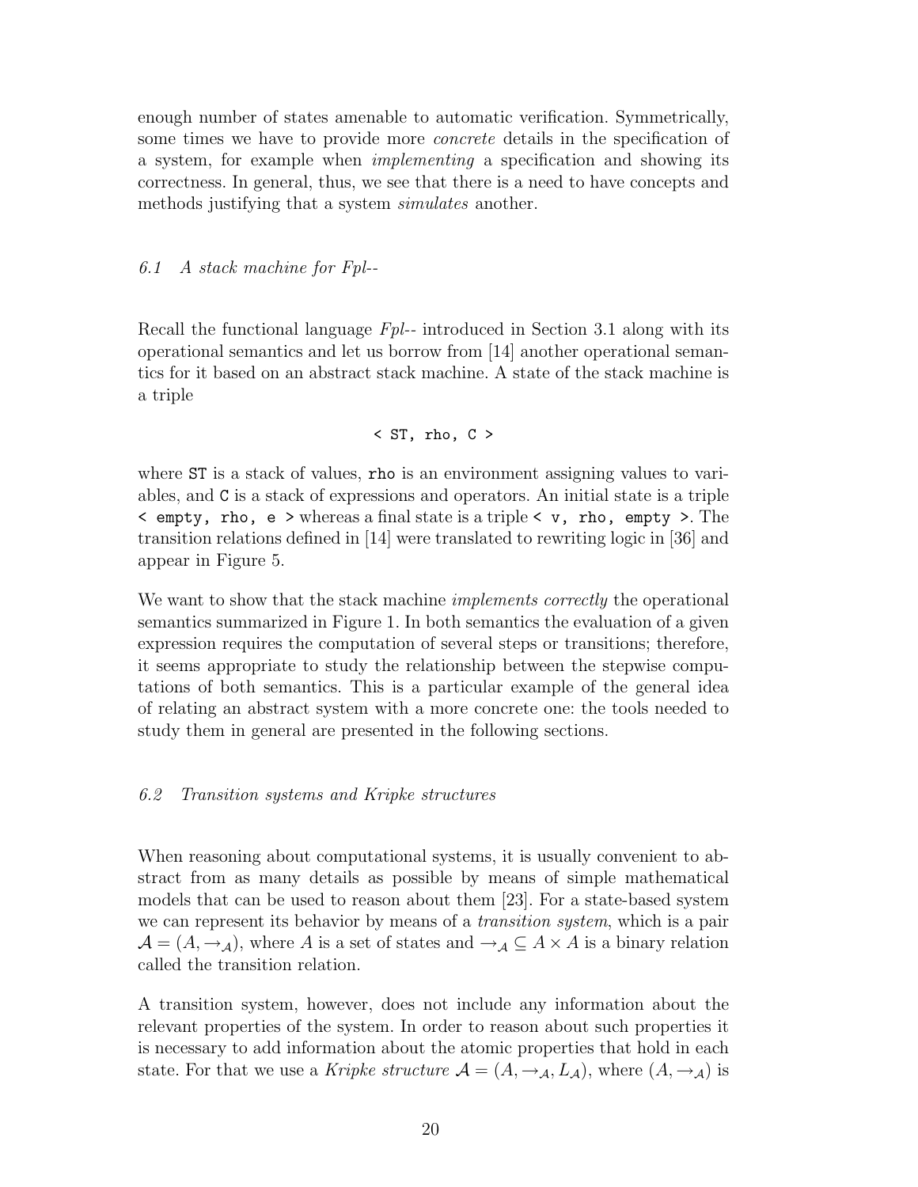enough number of states amenable to automatic verification. Symmetrically, some times we have to provide more *concrete* details in the specification of a system, for example when *implementing* a specification and showing its correctness. In general, thus, we see that there is a need to have concepts and methods justifying that a system *simulates* another.

### *6.1 A stack machine for Fpl--*

Recall the functional language *Fpl--* introduced in Section 3.1 along with its operational semantics and let us borrow from [14] another operational semantics for it based on an abstract stack machine. A state of the stack machine is a triple

```
< ST, rho, C >
```

where `ST` is a stack of values, `rho` is an environment assigning values to variables, and `C` is a stack of expressions and operators. An initial state is a triple `< empty, rho, e >` whereas a final state is a triple `< v, rho, empty >`. The transition relations defined in [14] were translated to rewriting logic in [36] and appear in Figure 5.

We want to show that the stack machine *implements correctly* the operational semantics summarized in Figure 1. In both semantics the evaluation of a given expression requires the computation of several steps or transitions; therefore, it seems appropriate to study the relationship between the stepwise computations of both semantics. This is a particular example of the general idea of relating an abstract system with a more concrete one: the tools needed to study them in general are presented in the following sections.

### *6.2 Transition systems and Kripke structures*

When reasoning about computational systems, it is usually convenient to abstract from as many details as possible by means of simple mathematical models that can be used to reason about them [23]. For a state-based system we can represent its behavior by means of a *transition system*, which is a pair $\mathcal{A} = (A, \rightarrow_{\mathcal{A}})$, where $A$ is a set of states and $\rightarrow_{\mathcal{A}} \subseteq A \times A$ is a binary relation called the transition relation.

A transition system, however, does not include any information about the relevant properties of the system. In order to reason about such properties it is necessary to add information about the atomic properties that hold in each state. For that we use a *Kripke structure* $\mathcal{A} = (A, \rightarrow_{\mathcal{A}}, L_{\mathcal{A}})$, where $(A, \rightarrow_{\mathcal{A}})$ is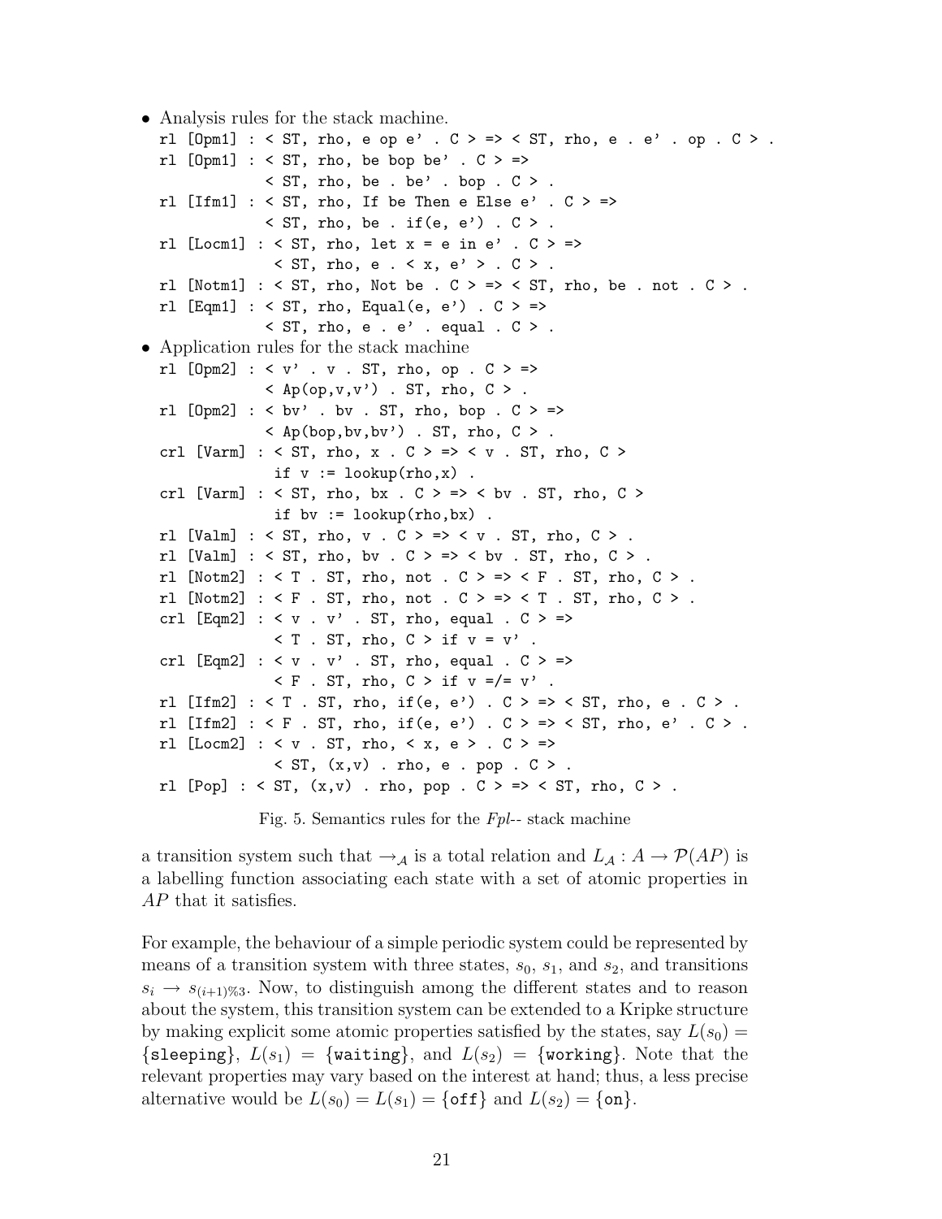- Analysis rules for the stack machine.

```
rl [Opm1] : < ST, rho, e op e' . C > => < ST, rho, e . e' . op . C > .
rl [Opm1] : < ST, rho, be bop be' . C > =>
            < ST, rho, be . be' . bop . C > .
rl [Ifm1] : < ST, rho, If be Then e Else e' . C > =>
            < ST, rho, be . if(e, e') . C > .
rl [Locm1] : < ST, rho, let x = e in e' . C > =>
             < ST, rho, e . < x, e' > . C > .
rl [Notm1] : < ST, rho, Not be . C > => < ST, rho, be . not . C > .
rl [Eqm1] : < ST, rho, Equal(e, e') . C > =>
            < ST, rho, e . e' . equal . C > .
```

- Application rules for the stack machine

```
rl [Opm2] : < v' . v . ST, rho, op . C > =>
            < Ap(op,v,v') . ST, rho, C > .
rl [Opm2] : < bv' . bv . ST, rho, bop . C > =>
            < Ap(bop,bv,bv') . ST, rho, C > .
crl [Varm] : < ST, rho, x . C > => < v . ST, rho, C >
             if v := lookup(rho,x) .
crl [Varm] : < ST, rho, bx . C > => < bv . ST, rho, C >
             if bv := lookup(rho,bx) .
rl [Valm] : < ST, rho, v . C > => < v . ST, rho, C > .
rl [Valm] : < ST, rho, bv . C > => < bv . ST, rho, C > .
rl [Notm2] : < T . ST, rho, not . C > => < F . ST, rho, C > .
rl [Notm2] : < F . ST, rho, not . C > => < T . ST, rho, C > .
crl [Eqm2] : < v . v' . ST, rho, equal . C > =>
             < T . ST, rho, C > if v = v' .
crl [Eqm2] : < v . v' . ST, rho, equal . C > =>
             < F . ST, rho, C > if v =/= v' .
rl [Ifm2] : < T . ST, rho, if(e, e') . C > => < ST, rho, e . C > .
rl [Ifm2] : < F . ST, rho, if(e, e') . C > => < ST, rho, e' . C > .
rl [Locm2] : < v . ST, rho, < x, e > . C > =>
             < ST, (x,v) . rho, e . pop . C > .
rl [Pop] : < ST, (x,v) . rho, pop . C > => < ST, rho, C > .
```

Fig. 5. Semantics rules for the *Fpl--* stack machine

a transition system such that $\rightarrow_{\mathcal{A}}$ is a total relation and $L_{\mathcal{A}} : A \rightarrow \mathcal{P}(AP)$ is a labelling function associating each state with a set of atomic properties in $AP$ that it satisfies.

For example, the behaviour of a simple periodic system could be represented by means of a transition system with three states, $s_0$, $s_1$, and $s_2$, and transitions $s_i \rightarrow s_{(i+1)\%3}$. Now, to distinguish among the different states and to reason about the system, this transition system can be extended to a Kripke structure by making explicit some atomic properties satisfied by the states, say $L(s_0) = \{\texttt{sleeping}\}$, $L(s_1) = \{\texttt{waiting}\}$, and $L(s_2) = \{\texttt{working}\}$. Note that the relevant properties may vary based on the interest at hand; thus, a less precise alternative would be $L(s_0) = L(s_1) = \{\texttt{off}\}$ and $L(s_2) = \{\texttt{on}\}$.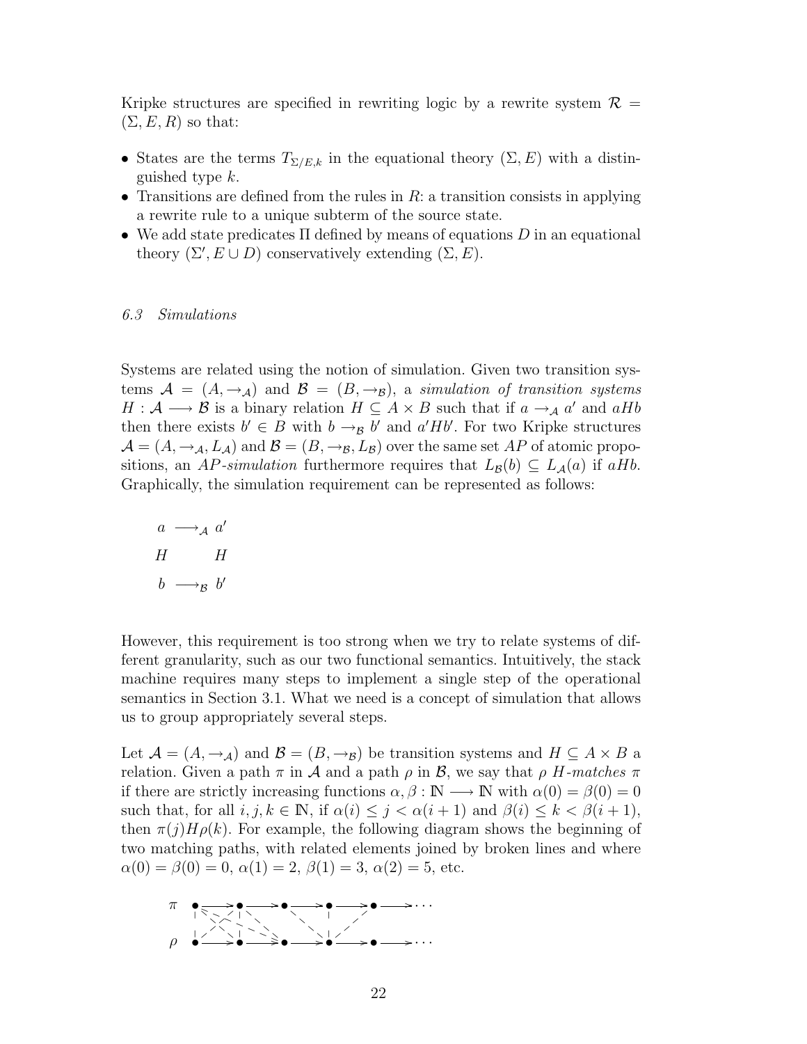Kripke structures are specified in rewriting logic by a rewrite system $\mathcal{R} = (\Sigma, E, R)$ so that:

- States are the terms $T_{\Sigma/E,k}$ in the equational theory $(\Sigma, E)$ with a distinguished type $k$.
- Transitions are defined from the rules in $R$: a transition consists in applying a rewrite rule to a unique subterm of the source state.
- We add state predicates $\Pi$ defined by means of equations $D$ in an equational theory $(\Sigma', E \cup D)$ conservatively extending $(\Sigma, E)$.

### *6.3 Simulations*

Systems are related using the notion of simulation. Given two transition systems $\mathcal{A} = (A, \rightarrow_{\mathcal{A}})$ and $\mathcal{B} = (B, \rightarrow_{\mathcal{B}})$, a *simulation of transition systems* $H : \mathcal{A} \longrightarrow \mathcal{B}$ is a binary relation $H \subseteq A \times B$ such that if $a \rightarrow_{\mathcal{A}} a'$ and $aHb$ then there exists $b' \in B$ with $b \rightarrow_{\mathcal{B}} b'$ and $a'Hb'$. For two Kripke structures $\mathcal{A} = (A, \rightarrow_{\mathcal{A}}, L_{\mathcal{A}})$ and $\mathcal{B} = (B, \rightarrow_{\mathcal{B}}, L_{\mathcal{B}})$ over the same set $AP$ of atomic propositions, an *AP-simulation* furthermore requires that $L_{\mathcal{B}}(b) \subseteq L_{\mathcal{A}}(a)$ if $aHb$. Graphically, the simulation requirement can be represented as follows:

$$
\begin{array}{ccc}
a & \longrightarrow_{\mathcal{A}} & a' \\
H & & H \\
b & \longrightarrow_{\mathcal{B}} & b'
\end{array}
$$

However, this requirement is too strong when we try to relate systems of different granularity, such as our two functional semantics. Intuitively, the stack machine requires many steps to implement a single step of the operational semantics in Section 3.1. What we need is a concept of simulation that allows us to group appropriately several steps.

Let $\mathcal{A} = (A, \rightarrow_{\mathcal{A}})$ and $\mathcal{B} = (B, \rightarrow_{\mathcal{B}})$ be transition systems and $H \subseteq A \times B$ a relation. Given a path $\pi$ in $\mathcal{A}$ and a path $\rho$ in $\mathcal{B}$, we say that $\rho$ *H-matches* $\pi$ if there are strictly increasing functions $\alpha, \beta : \mathbb{N} \longrightarrow \mathbb{N}$ with $\alpha(0) = \beta(0) = 0$ such that, for all $i, j, k \in \mathbb{N}$, if $\alpha(i) \leq j < \alpha(i+1)$ and $\beta(i) \leq k < \beta(i+1)$, then $\pi(j) H \rho(k)$. For example, the following diagram shows the beginning of two matching paths, with related elements joined by broken lines and where $\alpha(0) = \beta(0) = 0$, $\alpha(1) = 2$, $\beta(1) = 3$, $\alpha(2) = 5$, etc.

$$
\begin{array}{ll}
\pi & \bullet \longrightarrow \bullet \longrightarrow \bullet \longrightarrow \bullet \longrightarrow \bullet \longrightarrow \cdots \\
\rho & \bullet \longrightarrow \bullet \longrightarrow \bullet \longrightarrow \bullet \longrightarrow \bullet \longrightarrow \cdots
\end{array}
$$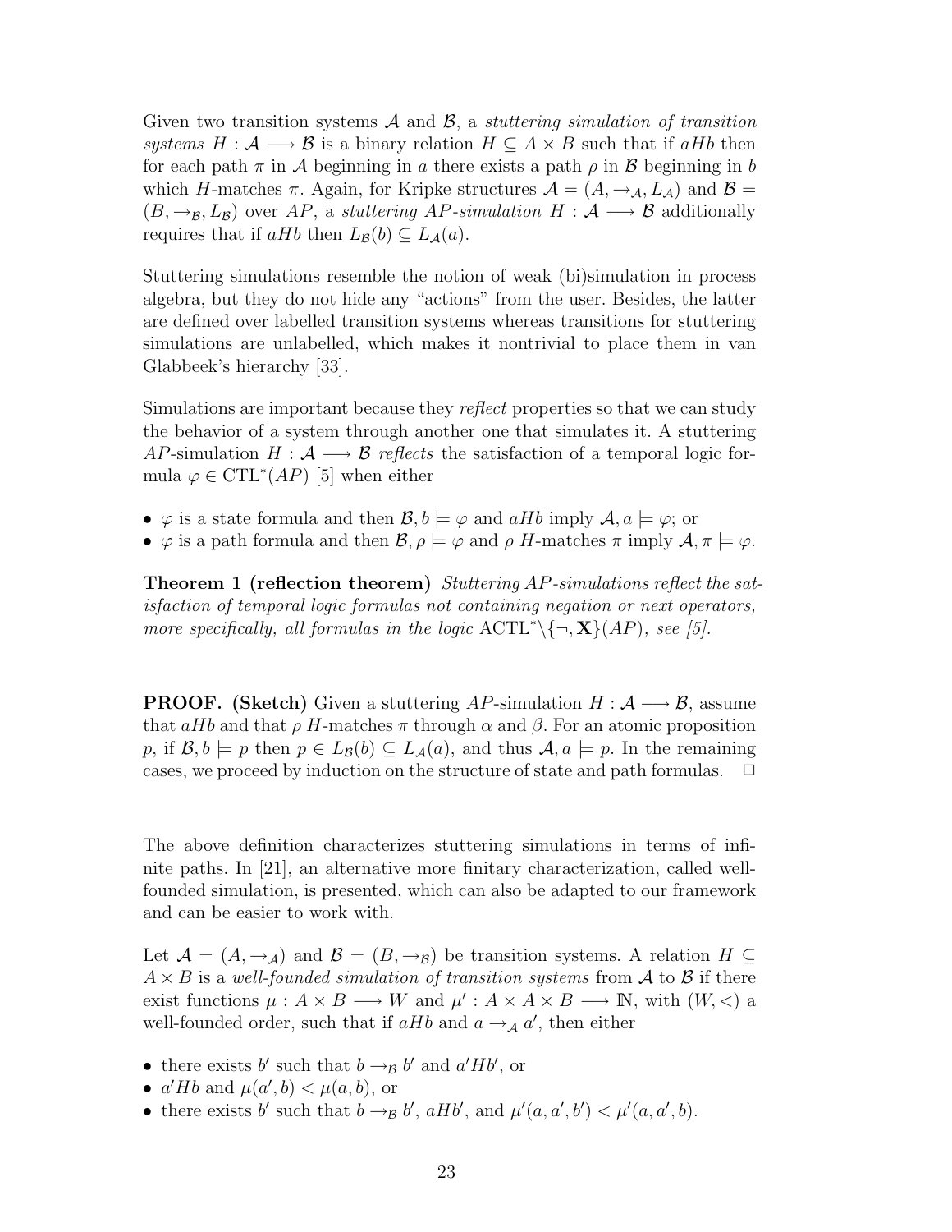Given two transition systems $\mathcal{A}$ and $\mathcal{B}$, a *stuttering simulation of transition systems* $H : \mathcal{A} \longrightarrow \mathcal{B}$ is a binary relation $H \subseteq A \times B$ such that if $aHb$ then for each path $\pi$ in $\mathcal{A}$ beginning in $a$ there exists a path $\rho$ in $\mathcal{B}$ beginning in $b$ which $H$-matches $\pi$. Again, for Kripke structures $\mathcal{A} = (A, \rightarrow_{\mathcal{A}}, L_{\mathcal{A}})$ and $\mathcal{B} = (B, \rightarrow_{\mathcal{B}}, L_{\mathcal{B}})$ over $AP$, a *stuttering $AP$-simulation* $H : \mathcal{A} \longrightarrow \mathcal{B}$ additionally requires that if $aHb$ then $L_{\mathcal{B}}(b) \subseteq L_{\mathcal{A}}(a)$.

Stuttering simulations resemble the notion of weak (bi)simulation in process algebra, but they do not hide any "actions" from the user. Besides, the latter are defined over labelled transition systems whereas transitions for stuttering simulations are unlabelled, which makes it nontrivial to place them in van Glabbeek's hierarchy [33].

Simulations are important because they *reflect* properties so that we can study the behavior of a system through another one that simulates it. A stuttering $AP$-simulation $H : \mathcal{A} \longrightarrow \mathcal{B}$ *reflects* the satisfaction of a temporal logic formula $\varphi \in \mathrm{CTL}^*(AP)$ [5] when either

- $\varphi$ is a state formula and then $\mathcal{B}, b \models \varphi$ and $aHb$ imply $\mathcal{A}, a \models \varphi$; or
- $\varphi$ is a path formula and then $\mathcal{B}, \rho \models \varphi$ and $\rho$ $H$-matches $\pi$ imply $\mathcal{A}, \pi \models \varphi$.

**Theorem 1 (reflection theorem)** *Stuttering $AP$-simulations reflect the satisfaction of temporal logic formulas not containing negation or next operators, more specifically, all formulas in the logic* $\mathrm{ACTL}^*\backslash\{\neg, \mathbf{X}\}(AP)$*, see [5].*

**PROOF. (Sketch)** Given a stuttering $AP$-simulation $H : \mathcal{A} \longrightarrow \mathcal{B}$, assume that $aHb$ and that $\rho$ $H$-matches $\pi$ through $\alpha$ and $\beta$. For an atomic proposition $p$, if $\mathcal{B}, b \models p$ then $p \in L_{\mathcal{B}}(b) \subseteq L_{\mathcal{A}}(a)$, and thus $\mathcal{A}, a \models p$. In the remaining cases, we proceed by induction on the structure of state and path formulas. $\square$

The above definition characterizes stuttering simulations in terms of infinite paths. In [21], an alternative more finitary characterization, called well-founded simulation, is presented, which can also be adapted to our framework and can be easier to work with.

Let $\mathcal{A} = (A, \rightarrow_{\mathcal{A}})$ and $\mathcal{B} = (B, \rightarrow_{\mathcal{B}})$ be transition systems. A relation $H \subseteq A \times B$ is a *well-founded simulation of transition systems* from $\mathcal{A}$ to $\mathcal{B}$ if there exist functions $\mu : A \times B \longrightarrow W$ and $\mu' : A \times A \times B \longrightarrow \mathbb{N}$, with $(W, <)$ a well-founded order, such that if $aHb$ and $a \rightarrow_{\mathcal{A}} a'$, then either

- there exists $b'$ such that $b \rightarrow_{\mathcal{B}} b'$ and $a'Hb'$, or
- $a'Hb$ and $\mu(a', b) < \mu(a, b)$, or
- there exists $b'$ such that $b \rightarrow_{\mathcal{B}} b'$, $aHb'$, and $\mu'(a, a', b') < \mu'(a, a', b)$.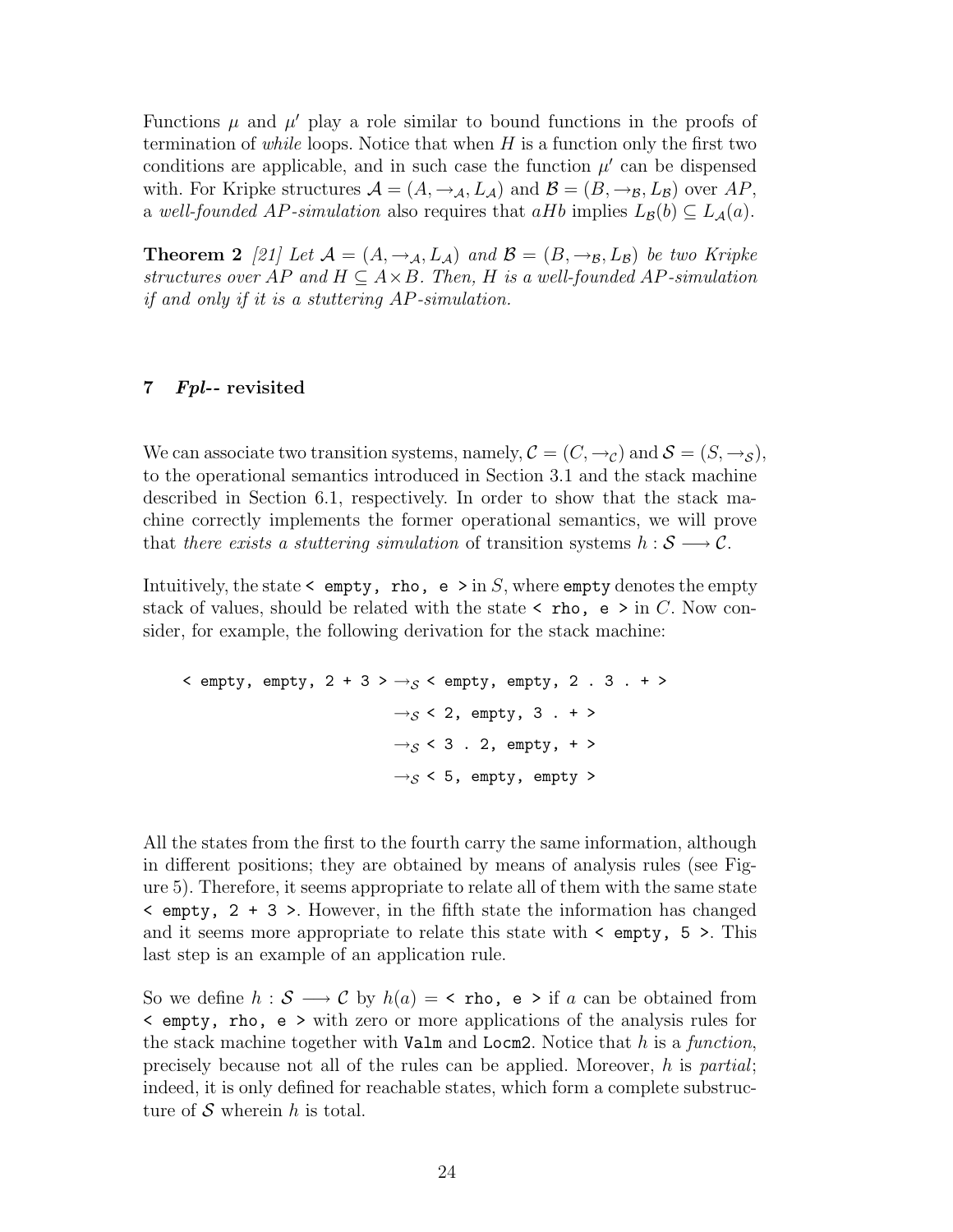Functions $\mu$ and $\mu'$ play a role similar to bound functions in the proofs of termination of *while* loops. Notice that when $H$ is a function only the first two conditions are applicable, and in such case the function $\mu'$ can be dispensed with. For Kripke structures $\mathcal{A} = (A, \rightarrow_{\mathcal{A}}, L_{\mathcal{A}})$ and $\mathcal{B} = (B, \rightarrow_{\mathcal{B}}, L_{\mathcal{B}})$ over $AP$, a *well-founded AP-simulation* also requires that $aHb$ implies $L_{\mathcal{B}}(b) \subseteq L_{\mathcal{A}}(a)$.

**Theorem 2** *[21] Let $\mathcal{A} = (A, \rightarrow_{\mathcal{A}}, L_{\mathcal{A}})$ and $\mathcal{B} = (B, \rightarrow_{\mathcal{B}}, L_{\mathcal{B}})$ be two Kripke structures over $AP$ and $H \subseteq A \times B$. Then, $H$ is a well-founded AP-simulation if and only if it is a stuttering AP-simulation.*

## 7 *Fpl--* revisited

We can associate two transition systems, namely, $\mathcal{C} = (C, \rightarrow_{\mathcal{C}})$ and $\mathcal{S} = (S, \rightarrow_{\mathcal{S}})$, to the operational semantics introduced in Section 3.1 and the stack machine described in Section 6.1, respectively. In order to show that the stack machine correctly implements the former operational semantics, we will prove that *there exists a stuttering simulation* of transition systems $h : \mathcal{S} \longrightarrow \mathcal{C}$.

Intuitively, the state `< empty, rho, e >` in $S$, where `empty` denotes the empty stack of values, should be related with the state `< rho, e >` in $C$. Now consider, for example, the following derivation for the stack machine:

```
< empty, empty, 2 + 3 > →S < empty, empty, 2 . 3 . + >
                        →S < 2, empty, 3 . + >
                        →S < 3 . 2, empty, + >
                        →S < 5, empty, empty >
```

All the states from the first to the fourth carry the same information, although in different positions; they are obtained by means of analysis rules (see Figure 5). Therefore, it seems appropriate to relate all of them with the same state `< empty, 2 + 3 >`. However, in the fifth state the information has changed and it seems more appropriate to relate this state with `< empty, 5 >`. This last step is an example of an application rule.

So we define $h : \mathcal{S} \longrightarrow \mathcal{C}$ by $h(a) =$ `< rho, e >` if $a$ can be obtained from `< empty, rho, e >` with zero or more applications of the analysis rules for the stack machine together with `Valm` and `Locm2`. Notice that $h$ is a *function*, precisely because not all of the rules can be applied. Moreover, $h$ is *partial*; indeed, it is only defined for reachable states, which form a complete substructure of $\mathcal{S}$ wherein $h$ is total.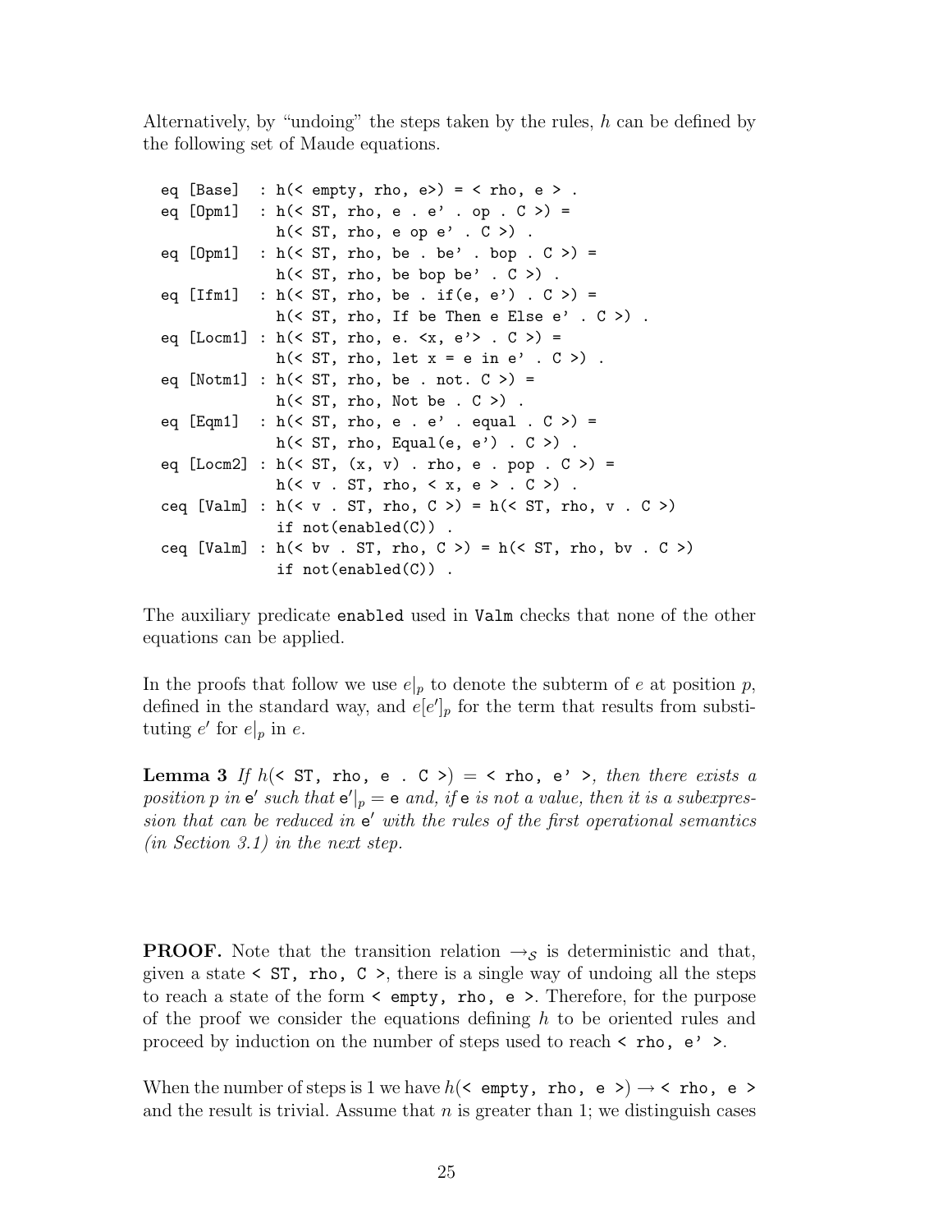Alternatively, by "undoing" the steps taken by the rules, $h$ can be defined by the following set of Maude equations.

```
eq [Base]  : h(< empty, rho, e>) = < rho, e > .
eq [Opm1]  : h(< ST, rho, e . e' . op . C >) =
             h(< ST, rho, e op e' . C >) .
eq [Opm1]  : h(< ST, rho, be . be' . bop . C >) =
             h(< ST, rho, be bop be' . C >) .
eq [Ifm1]  : h(< ST, rho, be . if(e, e') . C >) =
             h(< ST, rho, If be Then e Else e' . C >) .
eq [Locm1] : h(< ST, rho, e. <x, e'> . C >) =
             h(< ST, rho, let x = e in e' . C >) .
eq [Notm1] : h(< ST, rho, be . not. C >) =
             h(< ST, rho, Not be . C >) .
eq [Eqm1]  : h(< ST, rho, e . e' . equal . C >) =
             h(< ST, rho, Equal(e, e') . C >) .
eq [Locm2] : h(< ST, (x, v) . rho, e . pop . C >) =
             h(< v . ST, rho, < x, e > . C >) .
ceq [Valm] : h(< v . ST, rho, C >) = h(< ST, rho, v . C >)
             if not(enabled(C)) .
ceq [Valm] : h(< bv . ST, rho, C >) = h(< ST, rho, bv . C >)
             if not(enabled(C)) .
```

The auxiliary predicate `enabled` used in `Valm` checks that none of the other equations can be applied.

In the proofs that follow we use $e|_p$ to denote the subterm of $e$ at position $p$, defined in the standard way, and $e[e']_p$ for the term that results from substituting $e'$ for $e|_p$ in $e$.

**Lemma 3** *If* $h($`< ST, rho, e . C >`$) =$ `< rho, e' >`*, then there exists a position* $p$ *in* $\mathtt{e}'$ *such that* $\mathtt{e}'|_p = \mathtt{e}$ *and, if* `e` *is not a value, then it is a subexpression that can be reduced in* $\mathtt{e}'$ *with the rules of the first operational semantics (in Section 3.1) in the next step.*

**PROOF.** Note that the transition relation $\rightarrow_{\mathcal{S}}$ is deterministic and that, given a state `< ST, rho, C >`, there is a single way of undoing all the steps to reach a state of the form `< empty, rho, e >`. Therefore, for the purpose of the proof we consider the equations defining $h$ to be oriented rules and proceed by induction on the number of steps used to reach `< rho, e' >`.

When the number of steps is 1 we have $h($`< empty, rho, e >`$) \rightarrow$ `< rho, e >` and the result is trivial. Assume that $n$ is greater than 1; we distinguish cases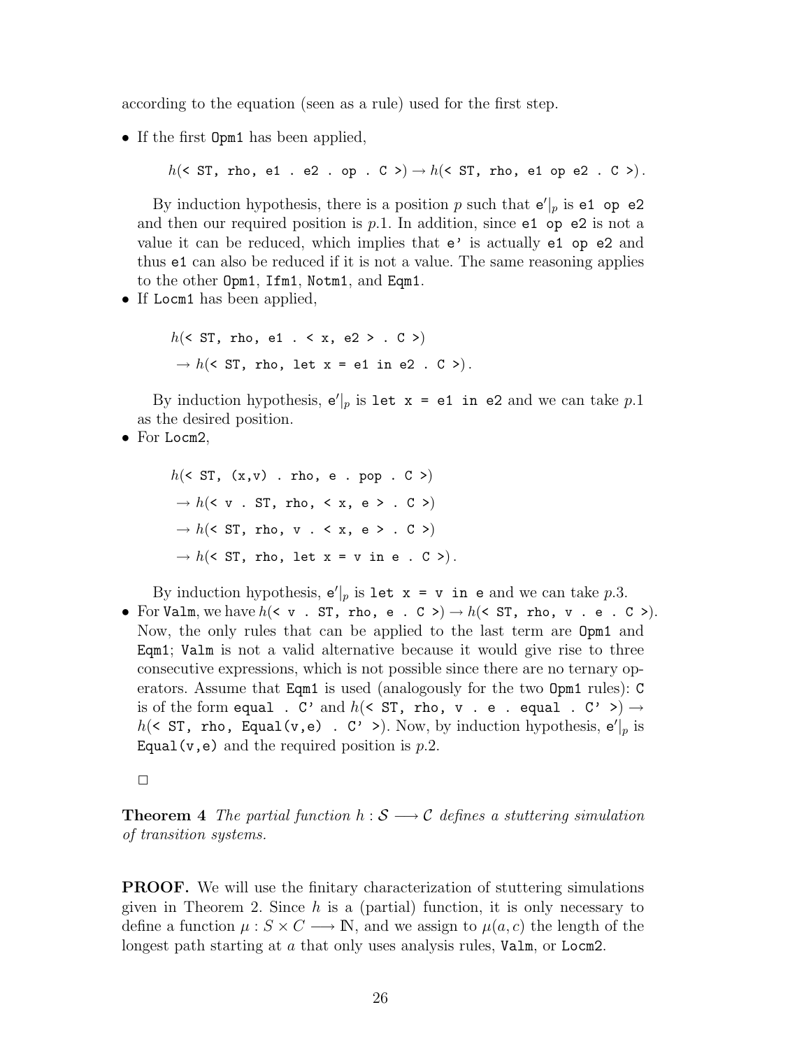according to the equation (seen as a rule) used for the first step.

- If the first `Opm1` has been applied,

  $h($`< ST, rho, e1 . e2 . op . C >`$) \rightarrow h($`< ST, rho, e1 op e2 . C >`$)$.

  By induction hypothesis, there is a position $p$ such that $\mathtt{e'}|_p$ is `e1 op e2` and then our required position is $p.1$. In addition, since `e1 op e2` is not a value it can be reduced, which implies that `e'` is actually `e1 op e2` and thus `e1` can also be reduced if it is not a value. The same reasoning applies to the other `Opm1`, `Ifm1`, `Notm1`, and `Eqm1`.

- If `Locm1` has been applied,

  $h($`< ST, rho, e1 . < x, e2 > . C >`$)$

  $\rightarrow h($`< ST, rho, let x = e1 in e2 . C >`$)$.

  By induction hypothesis, $\mathtt{e'}|_p$ is `let x = e1 in e2` and we can take $p.1$ as the desired position.

- For `Locm2`,

  $h($`< ST, (x,v) . rho, e . pop . C >`$)$

  $\rightarrow h($`< v . ST, rho, < x, e > . C >`$)$

  $\rightarrow h($`< ST, rho, v . < x, e > . C >`$)$

  $\rightarrow h($`< ST, rho, let x = v in e . C >`$)$.

  By induction hypothesis, $\mathtt{e'}|_p$ is `let x = v in e` and we can take $p.3$.

- For `Valm`, we have $h($`< v . ST, rho, e . C >`$) \rightarrow h($`< ST, rho, v . e . C >`$)$. Now, the only rules that can be applied to the last term are `Opm1` and `Eqm1`; `Valm` is not a valid alternative because it would give rise to three consecutive expressions, which is not possible since there are no ternary operators. Assume that `Eqm1` is used (analogously for the two `Opm1` rules): `C` is of the form `equal . C'` and $h($`< ST, rho, v . e . equal . C' >`$) \rightarrow h($`< ST, rho, Equal(v,e) . C' >`$)$. Now, by induction hypothesis, $\mathtt{e'}|_p$ is `Equal(v,e)` and the required position is $p.2$.

□

**Theorem 4** *The partial function $h : \mathcal{S} \longrightarrow \mathcal{C}$ defines a stuttering simulation of transition systems.*

**PROOF.** We will use the finitary characterization of stuttering simulations given in Theorem 2. Since $h$ is a (partial) function, it is only necessary to define a function $\mu : S \times C \longrightarrow \mathbb{N}$, and we assign to $\mu(a, c)$ the length of the longest path starting at $a$ that only uses analysis rules, `Valm`, or `Locm2`.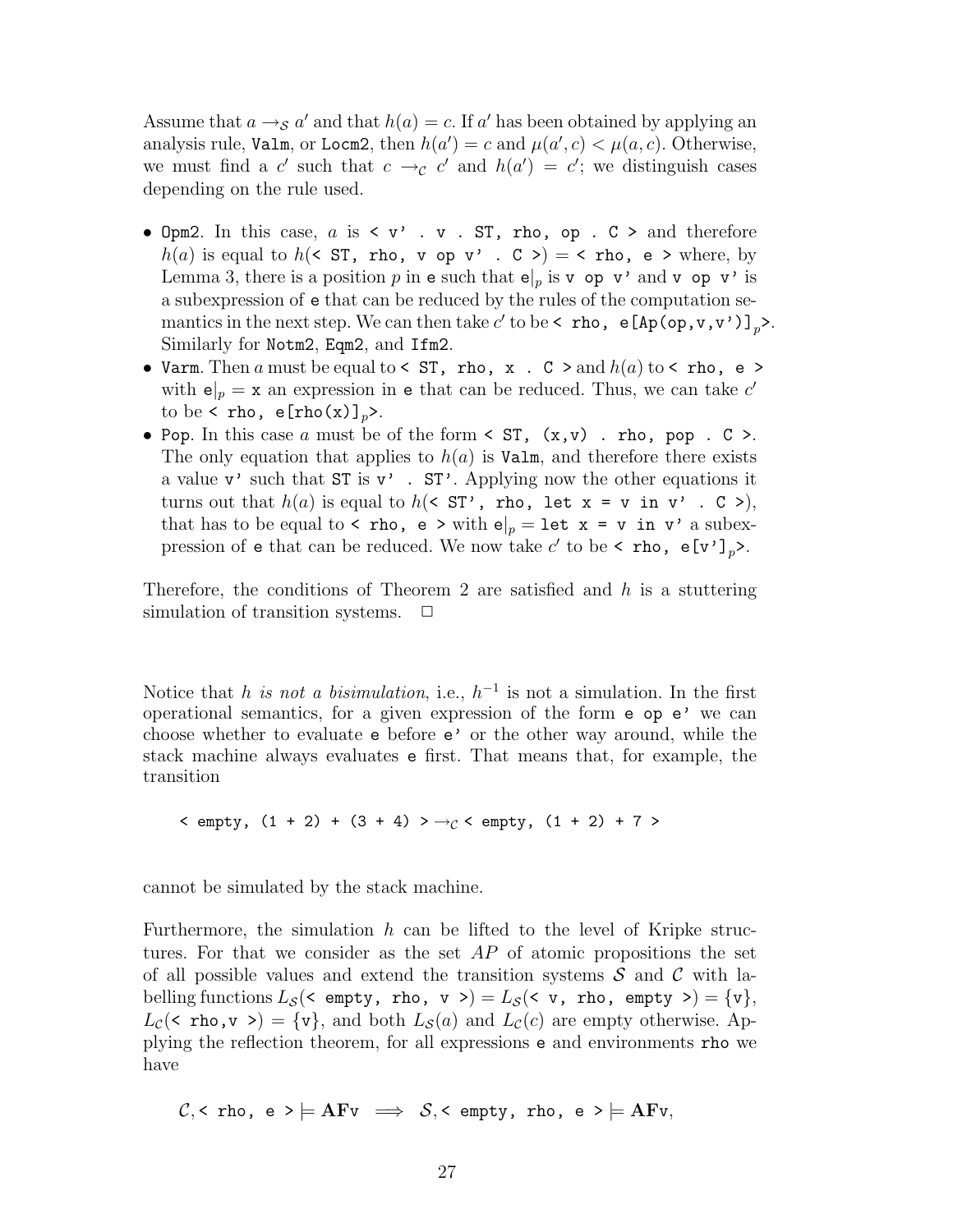Assume that $a \rightarrow_{\mathcal{S}} a'$ and that $h(a) = c$. If $a'$ has been obtained by applying an analysis rule, `Valm`, or `Locm2`, then $h(a') = c$ and $\mu(a', c) < \mu(a, c)$. Otherwise, we must find a $c'$ such that $c \rightarrow_{\mathcal{C}} c'$ and $h(a') = c'$; we distinguish cases depending on the rule used.

- `Opm2`. In this case, $a$ is `< v' . v . ST, rho, op . C >` and therefore $h(a)$ is equal to $h($`< ST, rho, v op v' . C >`$) =$ `< rho, e >` where, by Lemma 3, there is a position $p$ in `e` such that `e`$|_p$ is `v op v'` and `v op v'` is a subexpression of `e` that can be reduced by the rules of the computation semantics in the next step. We can then take $c'$ to be `< rho, e[Ap(op,v,v')]`$_p$`>`. Similarly for `Notm2`, `Eqm2`, and `Ifm2`.
- `Varm`. Then $a$ must be equal to `< ST, rho, x . C >` and $h(a)$ to `< rho, e >` with `e`$|_p =$ `x` an expression in `e` that can be reduced. Thus, we can take $c'$ to be `< rho, e[rho(x)]`$_p$`>`.
- `Pop`. In this case $a$ must be of the form `< ST, (x,v) . rho, pop . C >`. The only equation that applies to $h(a)$ is `Valm`, and therefore there exists a value `v'` such that `ST` is `v' . ST'`. Applying now the other equations it turns out that $h(a)$ is equal to $h($`< ST', rho, let x = v in v' . C >`$)$, that has to be equal to `< rho, e >` with `e`$|_p =$ `let x = v in v'` a subexpression of `e` that can be reduced. We now take $c'$ to be `< rho, e[v']`$_p$`>`.

Therefore, the conditions of Theorem 2 are satisfied and $h$ is a stuttering simulation of transition systems. $\square$

Notice that $h$ *is not a bisimulation*, i.e., $h^{-1}$ is not a simulation. In the first operational semantics, for a given expression of the form `e op e'` we can choose whether to evaluate `e` before `e'` or the other way around, while the stack machine always evaluates `e` first. That means that, for example, the transition

`< empty, (1 + 2) + (3 + 4) >` $\rightarrow_{\mathcal{C}}$ `< empty, (1 + 2) + 7 >`

cannot be simulated by the stack machine.

Furthermore, the simulation $h$ can be lifted to the level of Kripke structures. For that we consider as the set $AP$ of atomic propositions the set of all possible values and extend the transition systems $\mathcal{S}$ and $\mathcal{C}$ with labelling functions $L_{\mathcal{S}}($`< empty, rho, v >`$) = L_{\mathcal{S}}($`< v, rho, empty >`$) = \{$`v`$\}$, $L_{\mathcal{C}}($`< rho,v >`$) = \{$`v`$\}$, and both $L_{\mathcal{S}}(a)$ and $L_{\mathcal{C}}(c)$ are empty otherwise. Applying the reflection theorem, for all expressions `e` and environments `rho` we have

$\mathcal{C},$ `< rho, e >` $\models \mathbf{AF}$`v` $\implies$ $\mathcal{S},$ `< empty, rho, e >` $\models \mathbf{AF}$`v`,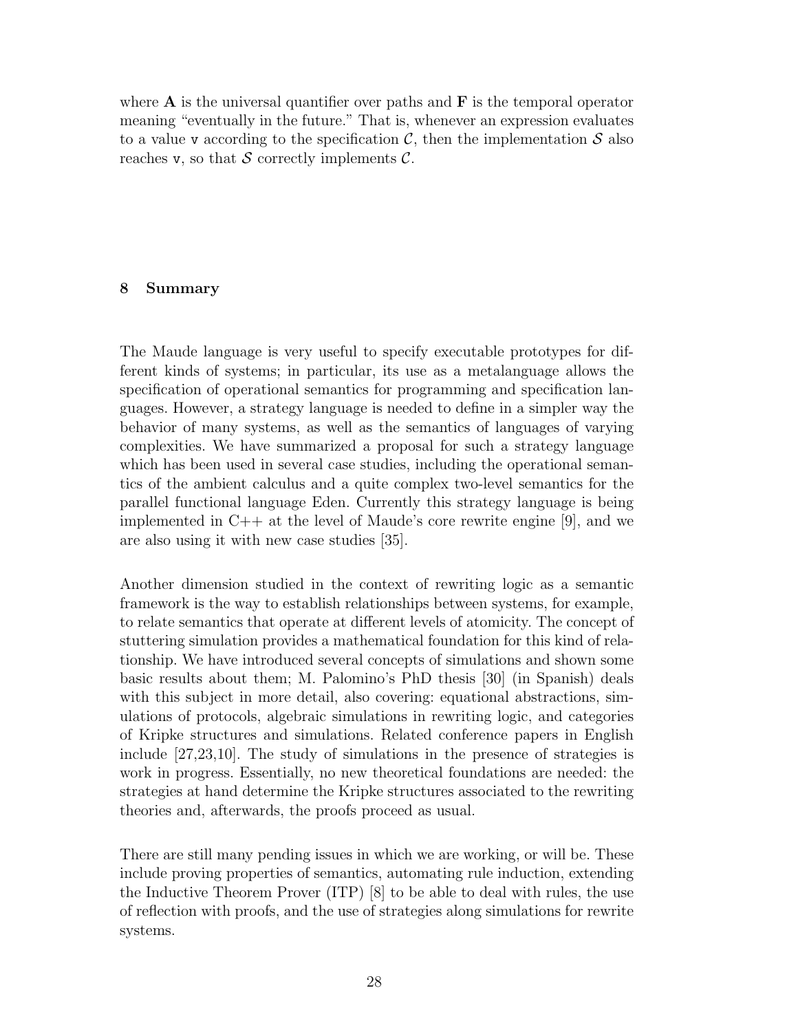where **A** is the universal quantifier over paths and **F** is the temporal operator meaning "eventually in the future." That is, whenever an expression evaluates to a value `v` according to the specification $\mathcal{C}$, then the implementation $\mathcal{S}$ also reaches `v`, so that $\mathcal{S}$ correctly implements $\mathcal{C}$.

## 8 Summary

The Maude language is very useful to specify executable prototypes for different kinds of systems; in particular, its use as a metalanguage allows the specification of operational semantics for programming and specification languages. However, a strategy language is needed to define in a simpler way the behavior of many systems, as well as the semantics of languages of varying complexities. We have summarized a proposal for such a strategy language which has been used in several case studies, including the operational semantics of the ambient calculus and a quite complex two-level semantics for the parallel functional language Eden. Currently this strategy language is being implemented in C++ at the level of Maude's core rewrite engine [9], and we are also using it with new case studies [35].

Another dimension studied in the context of rewriting logic as a semantic framework is the way to establish relationships between systems, for example, to relate semantics that operate at different levels of atomicity. The concept of stuttering simulation provides a mathematical foundation for this kind of relationship. We have introduced several concepts of simulations and shown some basic results about them; M. Palomino's PhD thesis [30] (in Spanish) deals with this subject in more detail, also covering: equational abstractions, simulations of protocols, algebraic simulations in rewriting logic, and categories of Kripke structures and simulations. Related conference papers in English include [27,23,10]. The study of simulations in the presence of strategies is work in progress. Essentially, no new theoretical foundations are needed: the strategies at hand determine the Kripke structures associated to the rewriting theories and, afterwards, the proofs proceed as usual.

There are still many pending issues in which we are working, or will be. These include proving properties of semantics, automating rule induction, extending the Inductive Theorem Prover (ITP) [8] to be able to deal with rules, the use of reflection with proofs, and the use of strategies along simulations for rewrite systems.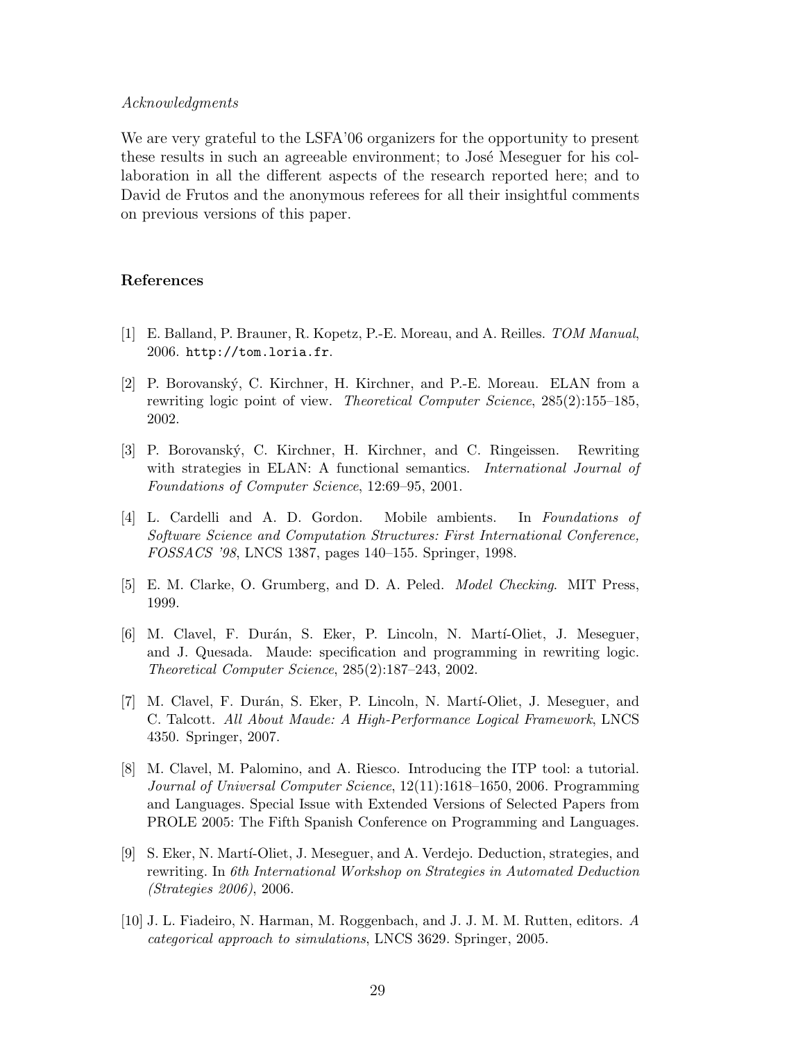*Acknowledgments*

We are very grateful to the LSFA'06 organizers for the opportunity to present these results in such an agreeable environment; to José Meseguer for his collaboration in all the different aspects of the research reported here; and to David de Frutos and the anonymous referees for all their insightful comments on previous versions of this paper.

## References

[1] E. Balland, P. Brauner, R. Kopetz, P.-E. Moreau, and A. Reilles. *TOM Manual*, 2006. `http://tom.loria.fr`.

[2] P. Borovanský, C. Kirchner, H. Kirchner, and P.-E. Moreau. ELAN from a rewriting logic point of view. *Theoretical Computer Science*, 285(2):155–185, 2002.

[3] P. Borovanský, C. Kirchner, H. Kirchner, and C. Ringeissen. Rewriting with strategies in ELAN: A functional semantics. *International Journal of Foundations of Computer Science*, 12:69–95, 2001.

[4] L. Cardelli and A. D. Gordon. Mobile ambients. In *Foundations of Software Science and Computation Structures: First International Conference, FOSSACS '98*, LNCS 1387, pages 140–155. Springer, 1998.

[5] E. M. Clarke, O. Grumberg, and D. A. Peled. *Model Checking*. MIT Press, 1999.

[6] M. Clavel, F. Durán, S. Eker, P. Lincoln, N. Martí-Oliet, J. Meseguer, and J. Quesada. Maude: specification and programming in rewriting logic. *Theoretical Computer Science*, 285(2):187–243, 2002.

[7] M. Clavel, F. Durán, S. Eker, P. Lincoln, N. Martí-Oliet, J. Meseguer, and C. Talcott. *All About Maude: A High-Performance Logical Framework*, LNCS 4350. Springer, 2007.

[8] M. Clavel, M. Palomino, and A. Riesco. Introducing the ITP tool: a tutorial. *Journal of Universal Computer Science*, 12(11):1618–1650, 2006. Programming and Languages. Special Issue with Extended Versions of Selected Papers from PROLE 2005: The Fifth Spanish Conference on Programming and Languages.

[9] S. Eker, N. Martí-Oliet, J. Meseguer, and A. Verdejo. Deduction, strategies, and rewriting. In *6th International Workshop on Strategies in Automated Deduction (Strategies 2006)*, 2006.

[10] J. L. Fiadeiro, N. Harman, M. Roggenbach, and J. J. M. M. Rutten, editors. *A categorical approach to simulations*, LNCS 3629. Springer, 2005.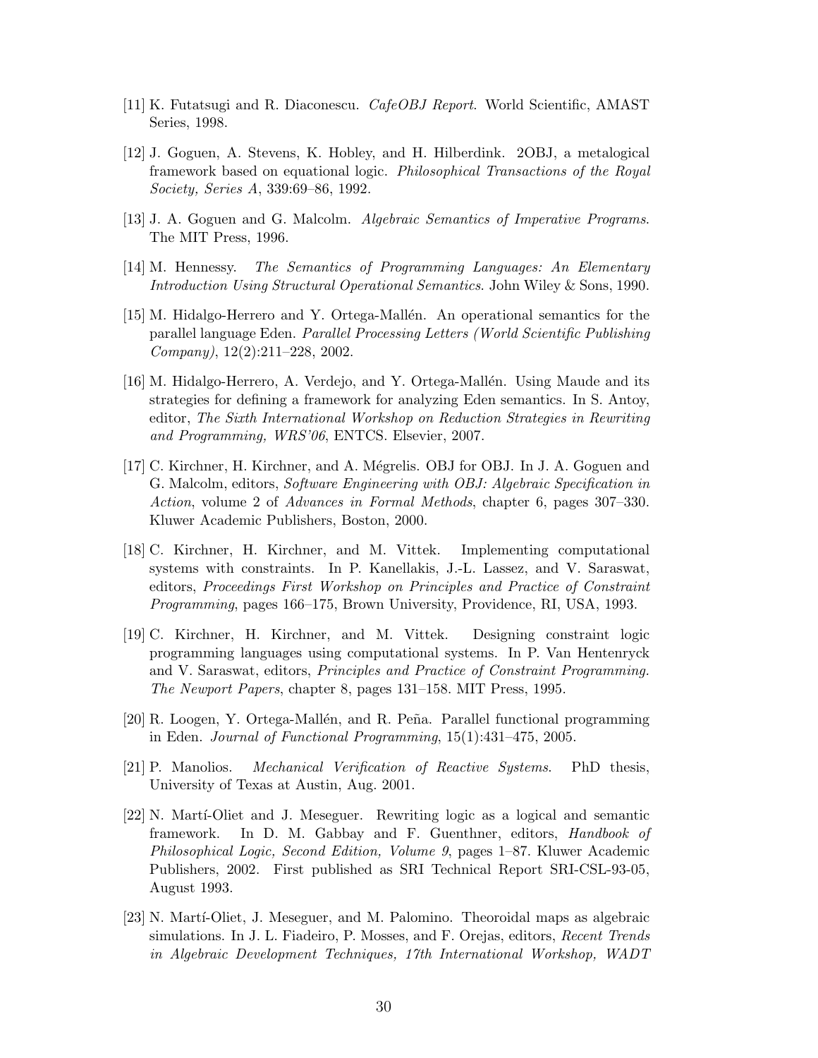[11] K. Futatsugi and R. Diaconescu. *CafeOBJ Report*. World Scientific, AMAST Series, 1998.

[12] J. Goguen, A. Stevens, K. Hobley, and H. Hilberdink. 2OBJ, a metalogical framework based on equational logic. *Philosophical Transactions of the Royal Society, Series A*, 339:69–86, 1992.

[13] J. A. Goguen and G. Malcolm. *Algebraic Semantics of Imperative Programs.* The MIT Press, 1996.

[14] M. Hennessy. *The Semantics of Programming Languages: An Elementary Introduction Using Structural Operational Semantics*. John Wiley & Sons, 1990.

[15] M. Hidalgo-Herrero and Y. Ortega-Mallén. An operational semantics for the parallel language Eden. *Parallel Processing Letters (World Scientific Publishing Company)*, 12(2):211–228, 2002.

[16] M. Hidalgo-Herrero, A. Verdejo, and Y. Ortega-Mallén. Using Maude and its strategies for defining a framework for analyzing Eden semantics. In S. Antoy, editor, *The Sixth International Workshop on Reduction Strategies in Rewriting and Programming, WRS'06*, ENTCS. Elsevier, 2007.

[17] C. Kirchner, H. Kirchner, and A. Mégrelis. OBJ for OBJ. In J. A. Goguen and G. Malcolm, editors, *Software Engineering with OBJ: Algebraic Specification in Action*, volume 2 of *Advances in Formal Methods*, chapter 6, pages 307–330. Kluwer Academic Publishers, Boston, 2000.

[18] C. Kirchner, H. Kirchner, and M. Vittek. Implementing computational systems with constraints. In P. Kanellakis, J.-L. Lassez, and V. Saraswat, editors, *Proceedings First Workshop on Principles and Practice of Constraint Programming*, pages 166–175, Brown University, Providence, RI, USA, 1993.

[19] C. Kirchner, H. Kirchner, and M. Vittek. Designing constraint logic programming languages using computational systems. In P. Van Hentenryck and V. Saraswat, editors, *Principles and Practice of Constraint Programming. The Newport Papers*, chapter 8, pages 131–158. MIT Press, 1995.

[20] R. Loogen, Y. Ortega-Mallén, and R. Peña. Parallel functional programming in Eden. *Journal of Functional Programming*, 15(1):431–475, 2005.

[21] P. Manolios. *Mechanical Verification of Reactive Systems*. PhD thesis, University of Texas at Austin, Aug. 2001.

[22] N. Martí-Oliet and J. Meseguer. Rewriting logic as a logical and semantic framework. In D. M. Gabbay and F. Guenthner, editors, *Handbook of Philosophical Logic, Second Edition, Volume 9*, pages 1–87. Kluwer Academic Publishers, 2002. First published as SRI Technical Report SRI-CSL-93-05, August 1993.

[23] N. Martí-Oliet, J. Meseguer, and M. Palomino. Theoroidal maps as algebraic simulations. In J. L. Fiadeiro, P. Mosses, and F. Orejas, editors, *Recent Trends in Algebraic Development Techniques, 17th International Workshop, WADT*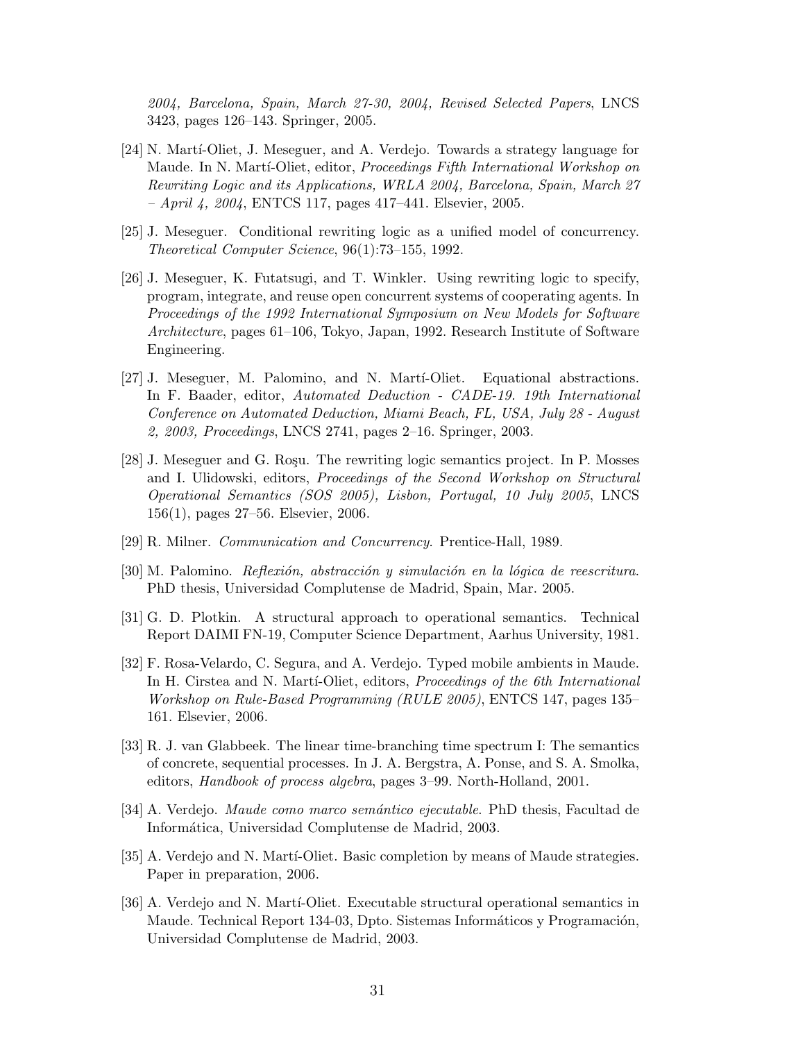*2004, Barcelona, Spain, March 27-30, 2004, Revised Selected Papers*, LNCS 3423, pages 126–143. Springer, 2005.

[24] N. Martí-Oliet, J. Meseguer, and A. Verdejo. Towards a strategy language for Maude. In N. Martí-Oliet, editor, *Proceedings Fifth International Workshop on Rewriting Logic and its Applications, WRLA 2004, Barcelona, Spain, March 27 – April 4, 2004*, ENTCS 117, pages 417–441. Elsevier, 2005.

[25] J. Meseguer. Conditional rewriting logic as a unified model of concurrency. *Theoretical Computer Science*, 96(1):73–155, 1992.

[26] J. Meseguer, K. Futatsugi, and T. Winkler. Using rewriting logic to specify, program, integrate, and reuse open concurrent systems of cooperating agents. In *Proceedings of the 1992 International Symposium on New Models for Software Architecture*, pages 61–106, Tokyo, Japan, 1992. Research Institute of Software Engineering.

[27] J. Meseguer, M. Palomino, and N. Martí-Oliet. Equational abstractions. In F. Baader, editor, *Automated Deduction - CADE-19. 19th International Conference on Automated Deduction, Miami Beach, FL, USA, July 28 - August 2, 2003, Proceedings*, LNCS 2741, pages 2–16. Springer, 2003.

[28] J. Meseguer and G. Roşu. The rewriting logic semantics project. In P. Mosses and I. Ulidowski, editors, *Proceedings of the Second Workshop on Structural Operational Semantics (SOS 2005), Lisbon, Portugal, 10 July 2005*, LNCS 156(1), pages 27–56. Elsevier, 2006.

[29] R. Milner. *Communication and Concurrency*. Prentice-Hall, 1989.

[30] M. Palomino. *Reflexión, abstracción y simulación en la lógica de reescritura*. PhD thesis, Universidad Complutense de Madrid, Spain, Mar. 2005.

[31] G. D. Plotkin. A structural approach to operational semantics. Technical Report DAIMI FN-19, Computer Science Department, Aarhus University, 1981.

[32] F. Rosa-Velardo, C. Segura, and A. Verdejo. Typed mobile ambients in Maude. In H. Cirstea and N. Martí-Oliet, editors, *Proceedings of the 6th International Workshop on Rule-Based Programming (RULE 2005)*, ENTCS 147, pages 135–161. Elsevier, 2006.

[33] R. J. van Glabbeek. The linear time-branching time spectrum I: The semantics of concrete, sequential processes. In J. A. Bergstra, A. Ponse, and S. A. Smolka, editors, *Handbook of process algebra*, pages 3–99. North-Holland, 2001.

[34] A. Verdejo. *Maude como marco semántico ejecutable*. PhD thesis, Facultad de Informática, Universidad Complutense de Madrid, 2003.

[35] A. Verdejo and N. Martí-Oliet. Basic completion by means of Maude strategies. Paper in preparation, 2006.

[36] A. Verdejo and N. Martí-Oliet. Executable structural operational semantics in Maude. Technical Report 134-03, Dpto. Sistemas Informáticos y Programación, Universidad Complutense de Madrid, 2003.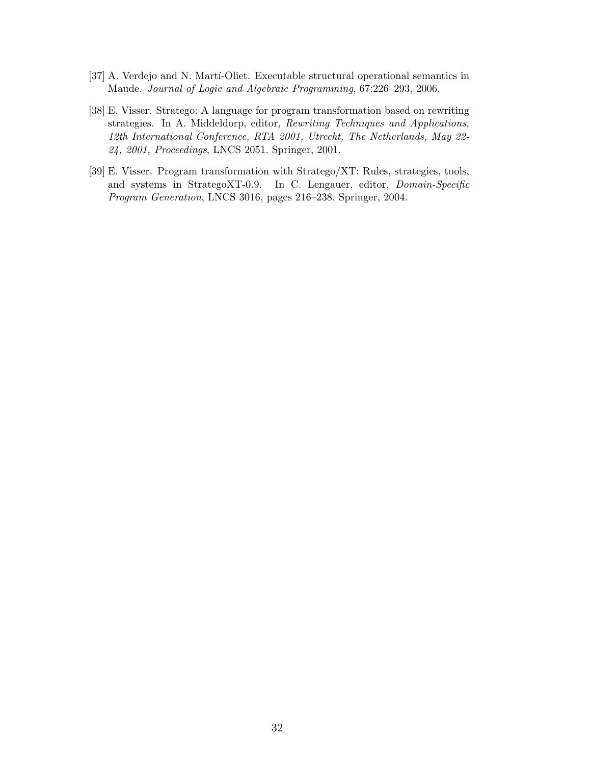[37] A. Verdejo and N. Martí-Oliet. Executable structural operational semantics in Maude. *Journal of Logic and Algebraic Programming*, 67:226–293, 2006.

[38] E. Visser. Stratego: A language for program transformation based on rewriting strategies. In A. Middeldorp, editor, *Rewriting Techniques and Applications, 12th International Conference, RTA 2001, Utrecht, The Netherlands, May 22-24, 2001, Proceedings*, LNCS 2051. Springer, 2001.

[39] E. Visser. Program transformation with Stratego/XT: Rules, strategies, tools, and systems in StrategoXT-0.9. In C. Lengauer, editor, *Domain-Specific Program Generation*, LNCS 3016, pages 216–238. Springer, 2004.